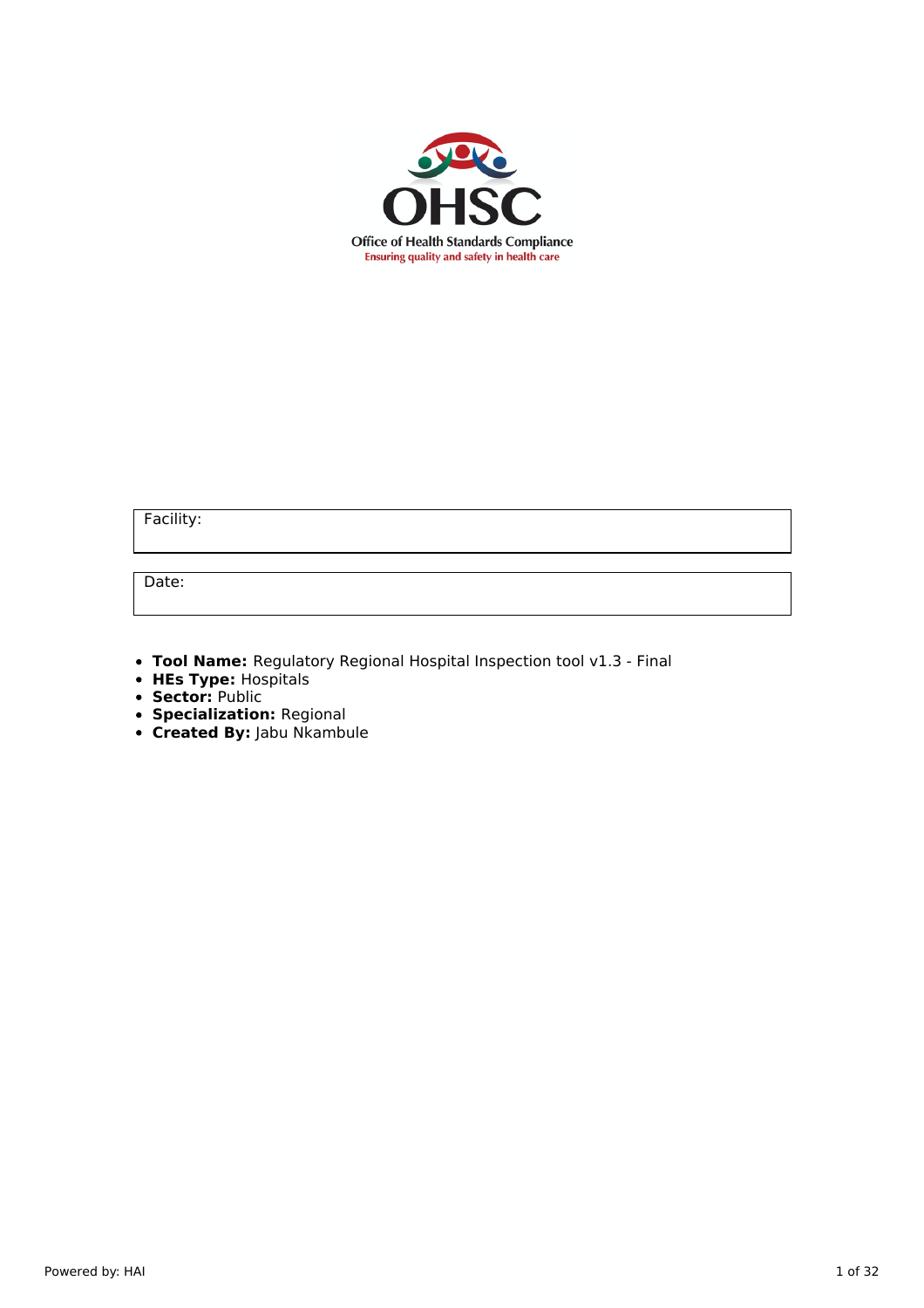OHSC

Office of Health Standards Compliance

Ensuring quality and safety in health care

| Facility: |
| --- |

| Date: |
| --- |

- **Tool Name:** Regulatory Regional Hospital Inspection tool v1.3 - Final
- **HEs Type:** Hospitals
- **Sector:** Public
- **Specialization:** Regional
- **Created By:** Jabu Nkambule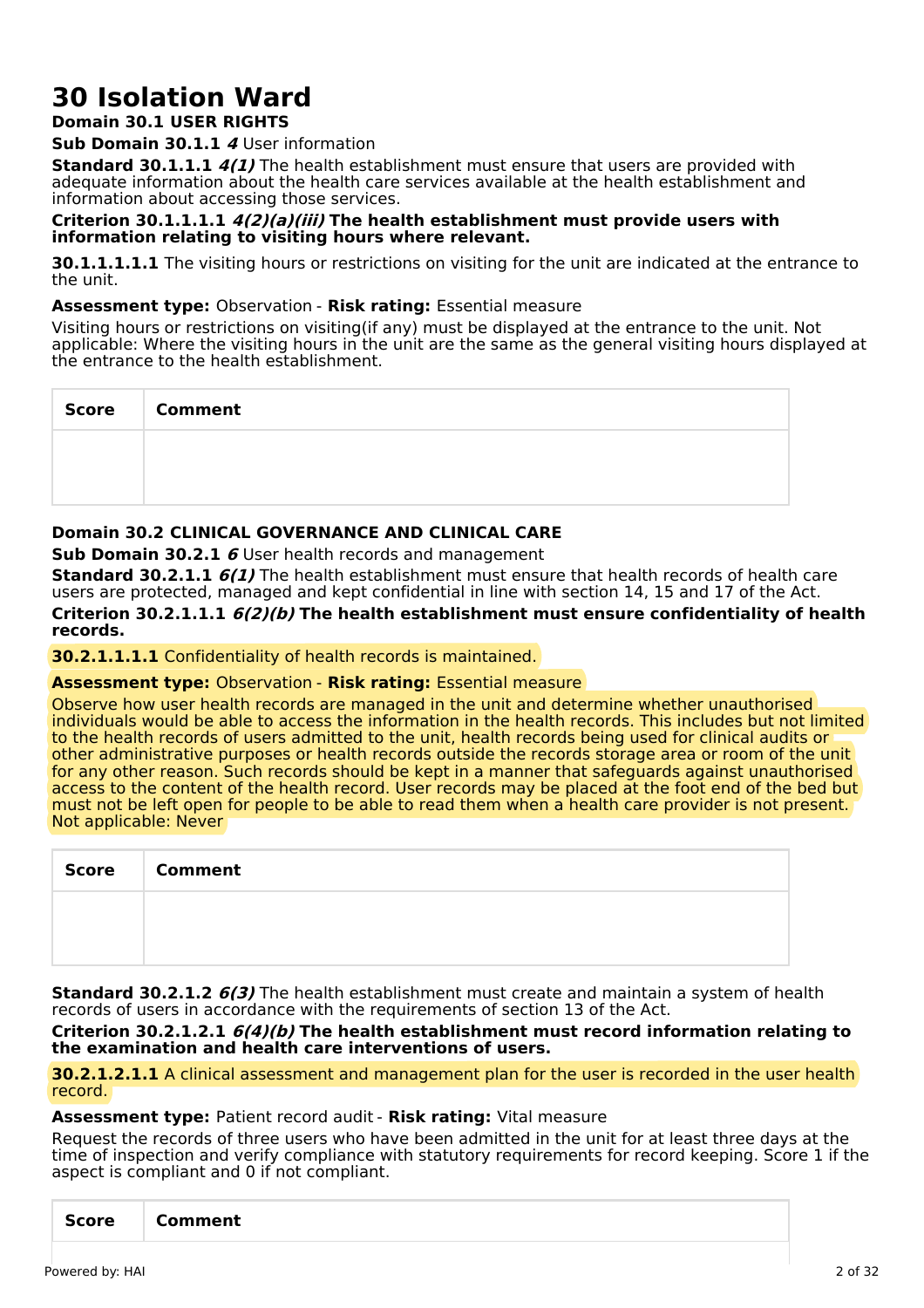# 30 Isolation Ward

**Domain 30.1 USER RIGHTS**

**Sub Domain 30.1.1** ***4*** User information

**Standard 30.1.1.1** ***4(1)*** The health establishment must ensure that users are provided with adequate information about the health care services available at the health establishment and information about accessing those services.

**Criterion 30.1.1.1.1** ***4(2)(a)(iii)*** **The health establishment must provide users with information relating to visiting hours where relevant.**

**30.1.1.1.1.1** The visiting hours or restrictions on visiting for the unit are indicated at the entrance to the unit.

**Assessment type:** Observation - **Risk rating:** Essential measure

Visiting hours or restrictions on visiting(if any) must be displayed at the entrance to the unit. Not applicable: Where the visiting hours in the unit are the same as the general visiting hours displayed at the entrance to the health establishment.

| Score | Comment |
| --- | --- |
| | |

**Domain 30.2 CLINICAL GOVERNANCE AND CLINICAL CARE**

**Sub Domain 30.2.1** ***6*** User health records and management

**Standard 30.2.1.1** ***6(1)*** The health establishment must ensure that health records of health care users are protected, managed and kept confidential in line with section 14, 15 and 17 of the Act.

**Criterion 30.2.1.1.1** ***6(2)(b)*** **The health establishment must ensure confidentiality of health records.**

**30.2.1.1.1.1** Confidentiality of health records is maintained.

**Assessment type:** Observation - **Risk rating:** Essential measure

Observe how user health records are managed in the unit and determine whether unauthorised individuals would be able to access the information in the health records. This includes but not limited to the health records of users admitted to the unit, health records being used for clinical audits or other administrative purposes or health records outside the records storage area or room of the unit for any other reason. Such records should be kept in a manner that safeguards against unauthorised access to the content of the health record. User records may be placed at the foot end of the bed but must not be left open for people to be able to read them when a health care provider is not present. Not applicable: Never

| Score | Comment |
| --- | --- |
| | |

**Standard 30.2.1.2** ***6(3)*** The health establishment must create and maintain a system of health records of users in accordance with the requirements of section 13 of the Act.

**Criterion 30.2.1.2.1** ***6(4)(b)*** **The health establishment must record information relating to the examination and health care interventions of users.**

**30.2.1.2.1.1** A clinical assessment and management plan for the user is recorded in the user health record.

**Assessment type:** Patient record audit - **Risk rating:** Vital measure

Request the records of three users who have been admitted in the unit for at least three days at the time of inspection and verify compliance with statutory requirements for record keeping. Score 1 if the aspect is compliant and 0 if not compliant.

| Score | Comment |
| --- | --- |
| | |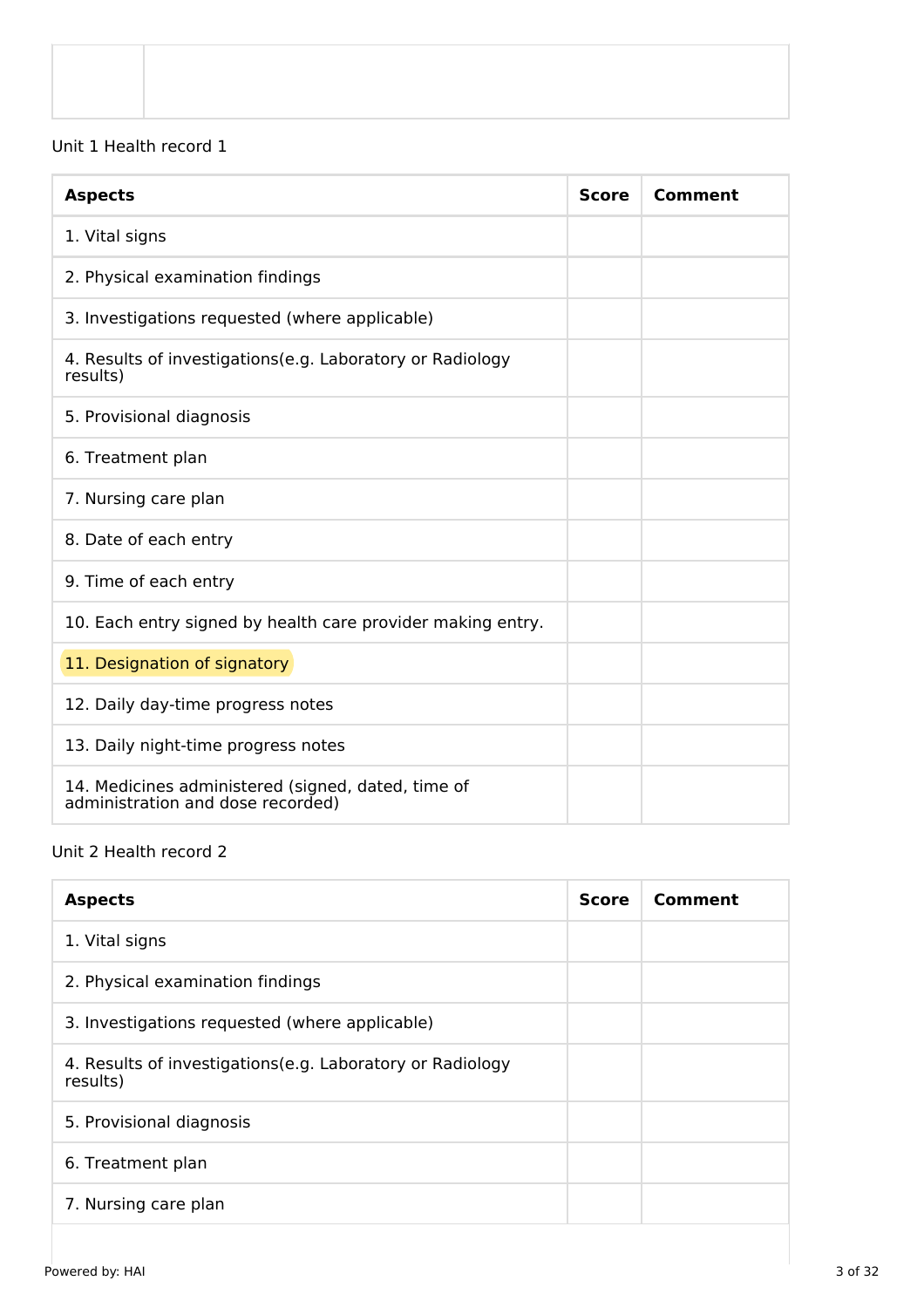| | |
|---|---|
| | |

Unit 1 Health record 1

| Aspects | Score | Comment |
|---|---|---|
| 1. Vital signs | | |
| 2. Physical examination findings | | |
| 3. Investigations requested (where applicable) | | |
| 4. Results of investigations(e.g. Laboratory or Radiology results) | | |
| 5. Provisional diagnosis | | |
| 6. Treatment plan | | |
| 7. Nursing care plan | | |
| 8. Date of each entry | | |
| 9. Time of each entry | | |
| 10. Each entry signed by health care provider making entry. | | |
| 11. Designation of signatory | | |
| 12. Daily day-time progress notes | | |
| 13. Daily night-time progress notes | | |
| 14. Medicines administered (signed, dated, time of administration and dose recorded) | | |

Unit 2 Health record 2

| Aspects | Score | Comment |
|---|---|---|
| 1. Vital signs | | |
| 2. Physical examination findings | | |
| 3. Investigations requested (where applicable) | | |
| 4. Results of investigations(e.g. Laboratory or Radiology results) | | |
| 5. Provisional diagnosis | | |
| 6. Treatment plan | | |
| 7. Nursing care plan | | |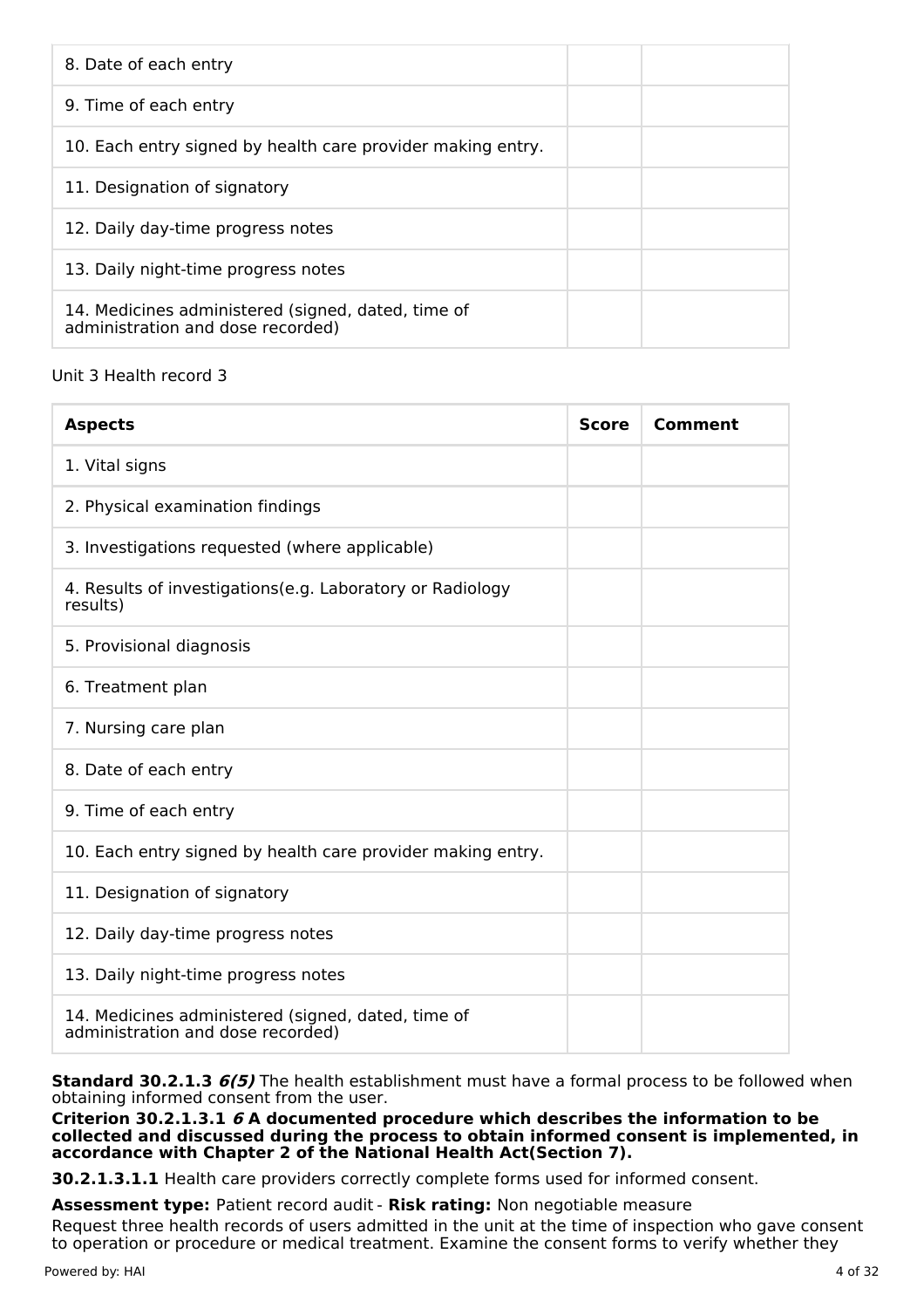| Aspects | Score | Comment |
|---|---|---|
| 8. Date of each entry | | |
| 9. Time of each entry | | |
| 10. Each entry signed by health care provider making entry. | | |
| 11. Designation of signatory | | |
| 12. Daily day-time progress notes | | |
| 13. Daily night-time progress notes | | |
| 14. Medicines administered (signed, dated, time of administration and dose recorded) | | |

Unit 3 Health record 3

| Aspects | Score | Comment |
|---|---|---|
| 1. Vital signs | | |
| 2. Physical examination findings | | |
| 3. Investigations requested (where applicable) | | |
| 4. Results of investigations(e.g. Laboratory or Radiology results) | | |
| 5. Provisional diagnosis | | |
| 6. Treatment plan | | |
| 7. Nursing care plan | | |
| 8. Date of each entry | | |
| 9. Time of each entry | | |
| 10. Each entry signed by health care provider making entry. | | |
| 11. Designation of signatory | | |
| 12. Daily day-time progress notes | | |
| 13. Daily night-time progress notes | | |
| 14. Medicines administered (signed, dated, time of administration and dose recorded) | | |

**Standard 30.2.1.3** ***6(5)*** The health establishment must have a formal process to be followed when obtaining informed consent from the user.

**Criterion 30.2.1.3.1** ***6*** **A documented procedure which describes the information to be collected and discussed during the process to obtain informed consent is implemented, in accordance with Chapter 2 of the National Health Act(Section 7).**

**30.2.1.3.1.1** Health care providers correctly complete forms used for informed consent.

**Assessment type:** Patient record audit - **Risk rating:** Non negotiable measure

Request three health records of users admitted in the unit at the time of inspection who gave consent to operation or procedure or medical treatment. Examine the consent forms to verify whether they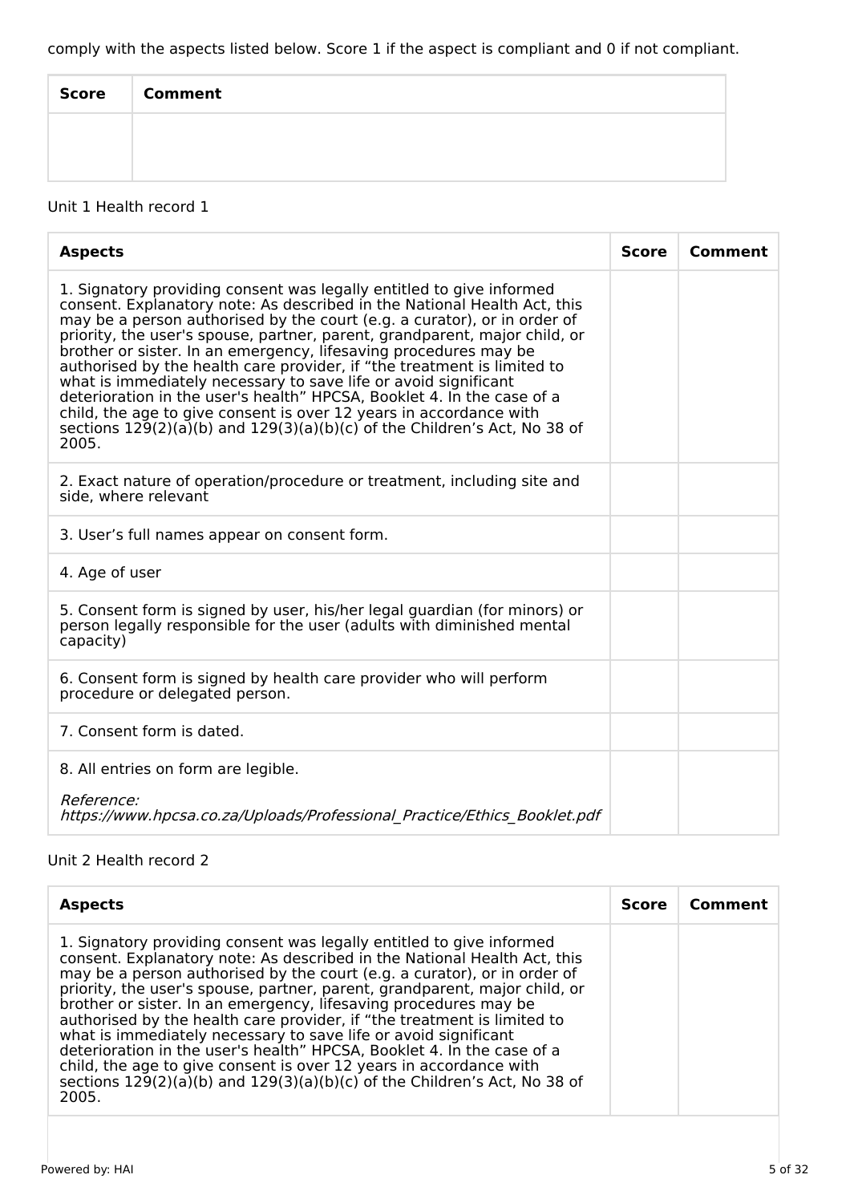comply with the aspects listed below. Score 1 if the aspect is compliant and 0 if not compliant.

| Score | Comment |
|---|---|
| | |

Unit 1 Health record 1

| Aspects | Score | Comment |
|---|---|---|
| 1. Signatory providing consent was legally entitled to give informed consent. Explanatory note: As described in the National Health Act, this may be a person authorised by the court (e.g. a curator), or in order of priority, the user's spouse, partner, parent, grandparent, major child, or brother or sister. In an emergency, lifesaving procedures may be authorised by the health care provider, if "the treatment is limited to what is immediately necessary to save life or avoid significant deterioration in the user's health" HPCSA, Booklet 4. In the case of a child, the age to give consent is over 12 years in accordance with sections 129(2)(a)(b) and 129(3)(a)(b)(c) of the Children's Act, No 38 of 2005. | | |
| 2. Exact nature of operation/procedure or treatment, including site and side, where relevant | | |
| 3. User's full names appear on consent form. | | |
| 4. Age of user | | |
| 5. Consent form is signed by user, his/her legal guardian (for minors) or person legally responsible for the user (adults with diminished mental capacity) | | |
| 6. Consent form is signed by health care provider who will perform procedure or delegated person. | | |
| 7. Consent form is dated. | | |
| 8. All entries on form are legible.<br><br>*Reference:*<br>*https://www.hpcsa.co.za/Uploads/Professional_Practice/Ethics_Booklet.pdf* | | |

Unit 2 Health record 2

| Aspects | Score | Comment |
|---|---|---|
| 1. Signatory providing consent was legally entitled to give informed consent. Explanatory note: As described in the National Health Act, this may be a person authorised by the court (e.g. a curator), or in order of priority, the user's spouse, partner, parent, grandparent, major child, or brother or sister. In an emergency, lifesaving procedures may be authorised by the health care provider, if "the treatment is limited to what is immediately necessary to save life or avoid significant deterioration in the user's health" HPCSA, Booklet 4. In the case of a child, the age to give consent is over 12 years in accordance with sections 129(2)(a)(b) and 129(3)(a)(b)(c) of the Children's Act, No 38 of 2005. | | |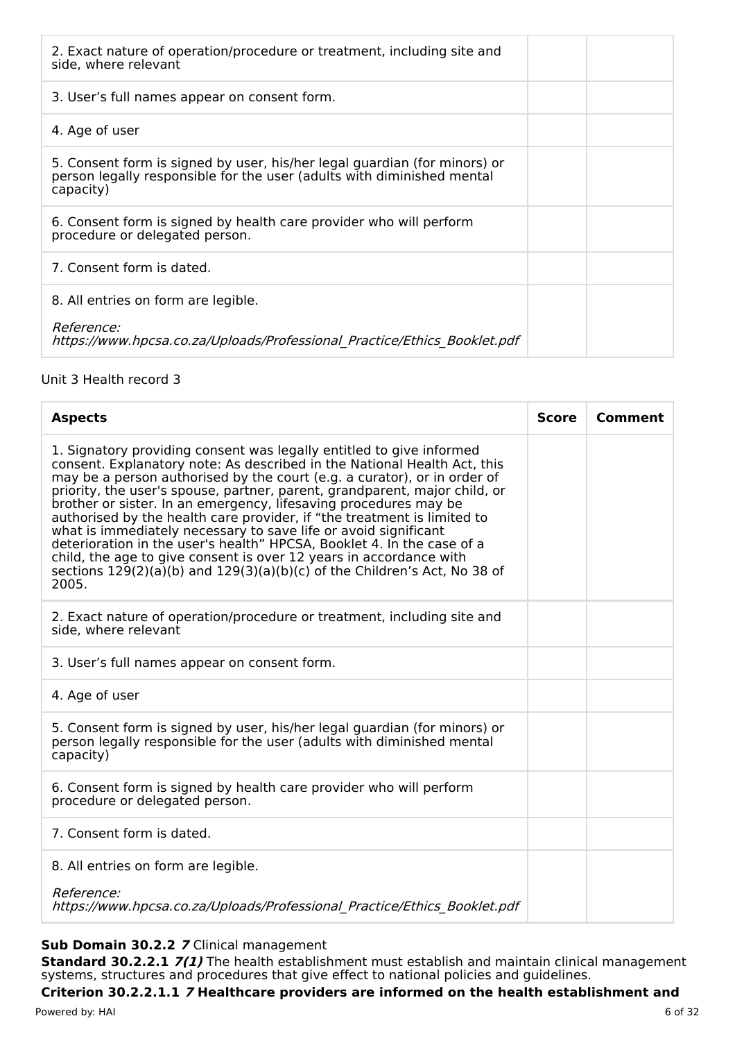| | | |
|---|---|---|
| 2. Exact nature of operation/procedure or treatment, including site and side, where relevant | | |
| 3. User's full names appear on consent form. | | |
| 4. Age of user | | |
| 5. Consent form is signed by user, his/her legal guardian (for minors) or person legally responsible for the user (adults with diminished mental capacity) | | |
| 6. Consent form is signed by health care provider who will perform procedure or delegated person. | | |
| 7. Consent form is dated. | | |
| 8. All entries on form are legible.<br><br>*Reference:*<br>*https://www.hpcsa.co.za/Uploads/Professional_Practice/Ethics_Booklet.pdf* | | |

Unit 3 Health record 3

| **Aspects** | **Score** | **Comment** |
|---|---|---|
| 1. Signatory providing consent was legally entitled to give informed consent. Explanatory note: As described in the National Health Act, this may be a person authorised by the court (e.g. a curator), or in order of priority, the user's spouse, partner, parent, grandparent, major child, or brother or sister. In an emergency, lifesaving procedures may be authorised by the health care provider, if "the treatment is limited to what is immediately necessary to save life or avoid significant deterioration in the user's health" HPCSA, Booklet 4. In the case of a child, the age to give consent is over 12 years in accordance with sections 129(2)(a)(b) and 129(3)(a)(b)(c) of the Children's Act, No 38 of 2005. | | |
| 2. Exact nature of operation/procedure or treatment, including site and side, where relevant | | |
| 3. User's full names appear on consent form. | | |
| 4. Age of user | | |
| 5. Consent form is signed by user, his/her legal guardian (for minors) or person legally responsible for the user (adults with diminished mental capacity) | | |
| 6. Consent form is signed by health care provider who will perform procedure or delegated person. | | |
| 7. Consent form is dated. | | |
| 8. All entries on form are legible.<br><br>*Reference:*<br>*https://www.hpcsa.co.za/Uploads/Professional_Practice/Ethics_Booklet.pdf* | | |

**Sub Domain 30.2.2** ***7*** Clinical management

**Standard 30.2.2.1** ***7(1)*** The health establishment must establish and maintain clinical management systems, structures and procedures that give effect to national policies and guidelines.

**Criterion 30.2.2.1.1** ***7*** **Healthcare providers are informed on the health establishment and**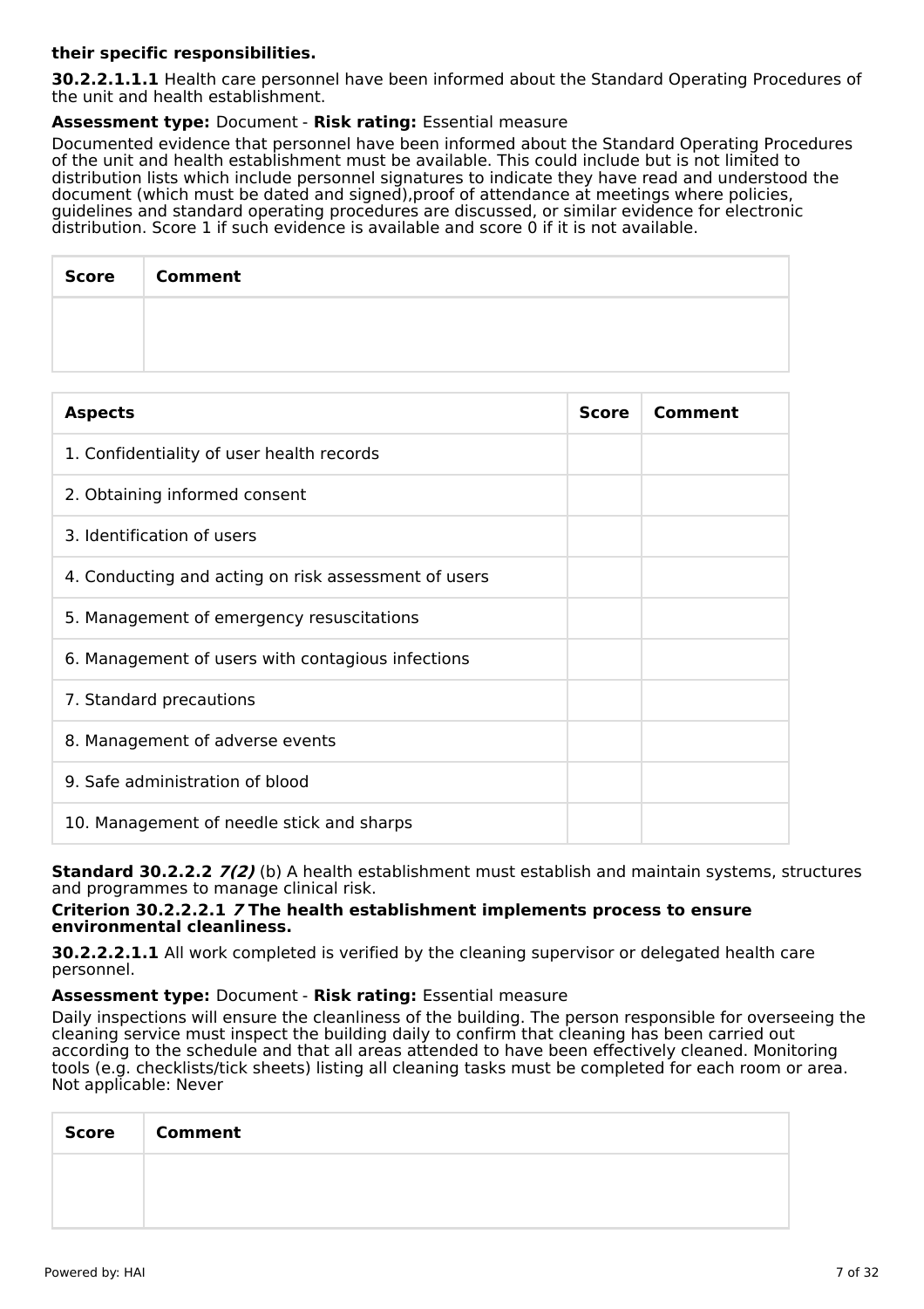**their specific responsibilities.**

**30.2.2.1.1.1** Health care personnel have been informed about the Standard Operating Procedures of the unit and health establishment.

**Assessment type:** Document - **Risk rating:** Essential measure

Documented evidence that personnel have been informed about the Standard Operating Procedures of the unit and health establishment must be available. This could include but is not limited to distribution lists which include personnel signatures to indicate they have read and understood the document (which must be dated and signed),proof of attendance at meetings where policies, guidelines and standard operating procedures are discussed, or similar evidence for electronic distribution. Score 1 if such evidence is available and score 0 if it is not available.

| Score | Comment |
|---|---|
| | |

| Aspects | Score | Comment |
|---|---|---|
| 1. Confidentiality of user health records | | |
| 2. Obtaining informed consent | | |
| 3. Identification of users | | |
| 4. Conducting and acting on risk assessment of users | | |
| 5. Management of emergency resuscitations | | |
| 6. Management of users with contagious infections | | |
| 7. Standard precautions | | |
| 8. Management of adverse events | | |
| 9. Safe administration of blood | | |
| 10. Management of needle stick and sharps | | |

**Standard 30.2.2.2** ***7(2)*** (b) A health establishment must establish and maintain systems, structures and programmes to manage clinical risk.

**Criterion 30.2.2.2.1** ***7*** **The health establishment implements process to ensure environmental cleanliness.**

**30.2.2.2.1.1** All work completed is verified by the cleaning supervisor or delegated health care personnel.

**Assessment type:** Document - **Risk rating:** Essential measure

Daily inspections will ensure the cleanliness of the building. The person responsible for overseeing the cleaning service must inspect the building daily to confirm that cleaning has been carried out according to the schedule and that all areas attended to have been effectively cleaned. Monitoring tools (e.g. checklists/tick sheets) listing all cleaning tasks must be completed for each room or area. Not applicable: Never

| Score | Comment |
|---|---|
| | |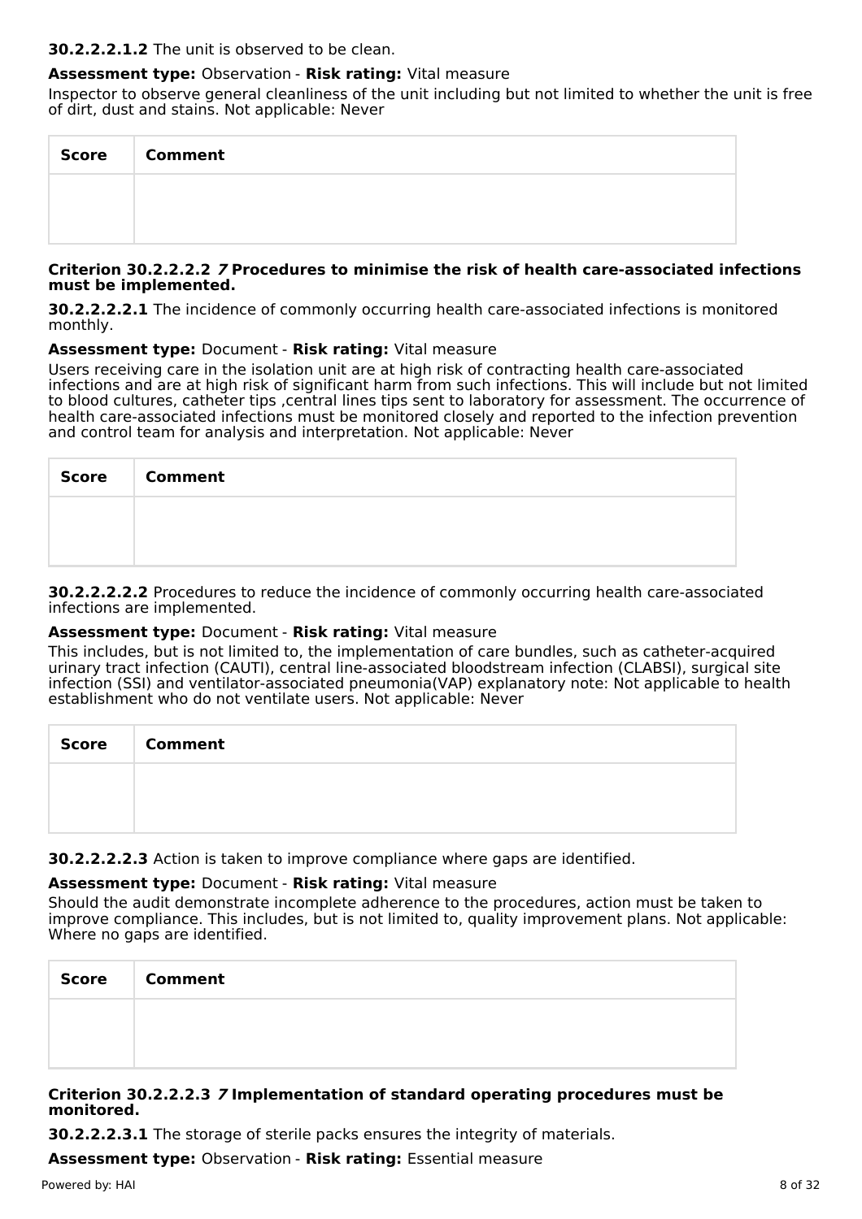**30.2.2.2.1.2** The unit is observed to be clean.

**Assessment type:** Observation - **Risk rating:** Vital measure

Inspector to observe general cleanliness of the unit including but not limited to whether the unit is free of dirt, dust and stains. Not applicable: Never

| Score | Comment |
| --- | --- |
| | |

**Criterion 30.2.2.2.2 *7* Procedures to minimise the risk of health care-associated infections must be implemented.**

**30.2.2.2.2.1** The incidence of commonly occurring health care-associated infections is monitored monthly.

**Assessment type:** Document - **Risk rating:** Vital measure

Users receiving care in the isolation unit are at high risk of contracting health care-associated infections and are at high risk of significant harm from such infections. This will include but not limited to blood cultures, catheter tips ,central lines tips sent to laboratory for assessment. The occurrence of health care-associated infections must be monitored closely and reported to the infection prevention and control team for analysis and interpretation. Not applicable: Never

| Score | Comment |
| --- | --- |
| | |

**30.2.2.2.2.2** Procedures to reduce the incidence of commonly occurring health care-associated infections are implemented.

**Assessment type:** Document - **Risk rating:** Vital measure

This includes, but is not limited to, the implementation of care bundles, such as catheter-acquired urinary tract infection (CAUTI), central line-associated bloodstream infection (CLABSI), surgical site infection (SSI) and ventilator-associated pneumonia(VAP) explanatory note: Not applicable to health establishment who do not ventilate users. Not applicable: Never

| Score | Comment |
| --- | --- |
| | |

**30.2.2.2.2.3** Action is taken to improve compliance where gaps are identified.

**Assessment type:** Document - **Risk rating:** Vital measure

Should the audit demonstrate incomplete adherence to the procedures, action must be taken to improve compliance. This includes, but is not limited to, quality improvement plans. Not applicable: Where no gaps are identified.

| Score | Comment |
| --- | --- |
| | |

**Criterion 30.2.2.2.3 *7* Implementation of standard operating procedures must be monitored.**

**30.2.2.2.3.1** The storage of sterile packs ensures the integrity of materials.

**Assessment type:** Observation - **Risk rating:** Essential measure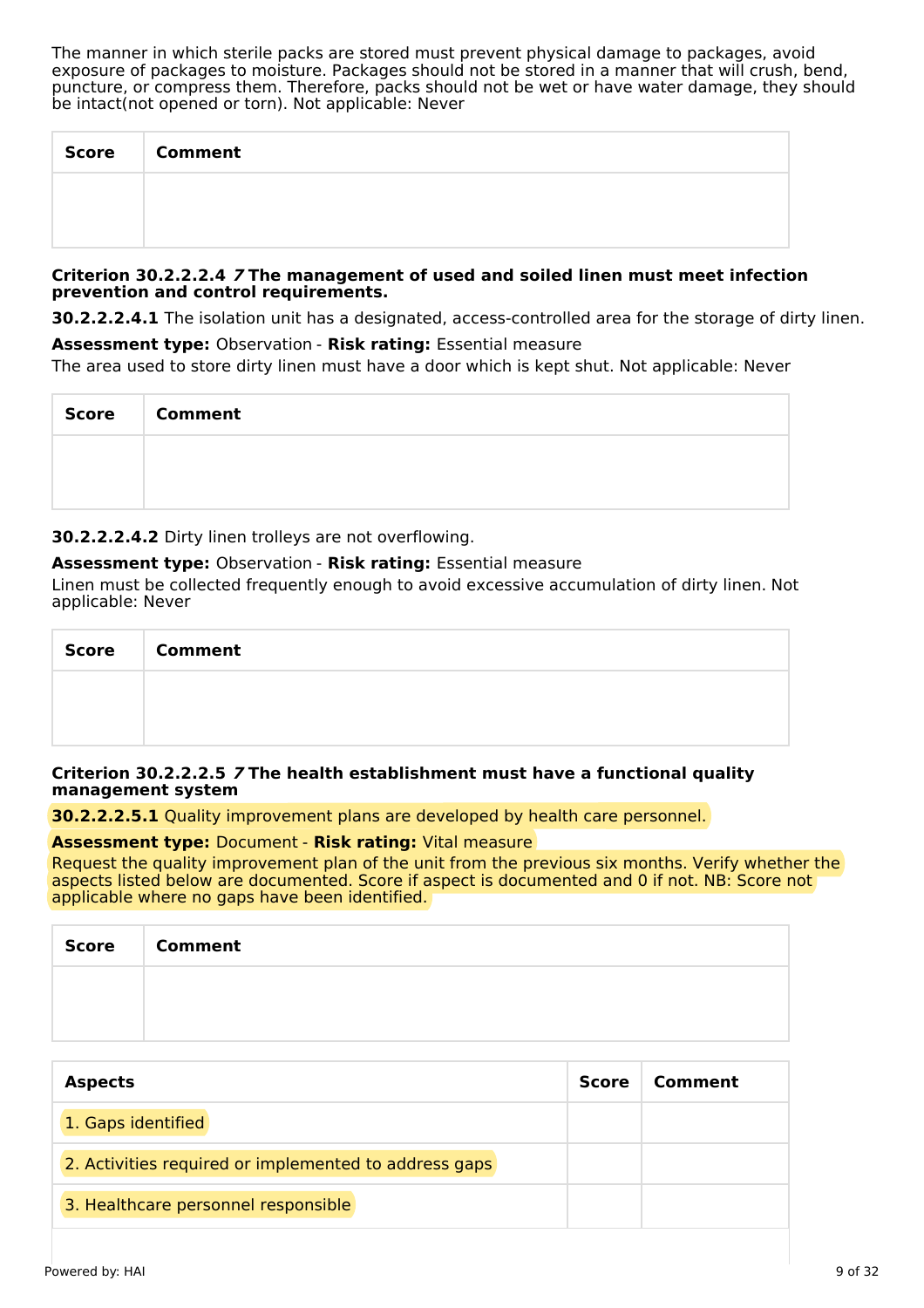The manner in which sterile packs are stored must prevent physical damage to packages, avoid exposure of packages to moisture. Packages should not be stored in a manner that will crush, bend, puncture, or compress them. Therefore, packs should not be wet or have water damage, they should be intact(not opened or torn). Not applicable: Never

| Score | Comment |
| --- | --- |
| | |

**Criterion 30.2.2.2.4** ***7*** **The management of used and soiled linen must meet infection prevention and control requirements.**

**30.2.2.2.4.1** The isolation unit has a designated, access-controlled area for the storage of dirty linen.

**Assessment type:** Observation - **Risk rating:** Essential measure

The area used to store dirty linen must have a door which is kept shut. Not applicable: Never

| Score | Comment |
| --- | --- |
| | |

**30.2.2.2.4.2** Dirty linen trolleys are not overflowing.

**Assessment type:** Observation - **Risk rating:** Essential measure

Linen must be collected frequently enough to avoid excessive accumulation of dirty linen. Not applicable: Never

| Score | Comment |
| --- | --- |
| | |

**Criterion 30.2.2.2.5** ***7*** **The health establishment must have a functional quality management system**

**30.2.2.2.5.1** Quality improvement plans are developed by health care personnel.

**Assessment type:** Document - **Risk rating:** Vital measure

Request the quality improvement plan of the unit from the previous six months. Verify whether the aspects listed below are documented. Score if aspect is documented and 0 if not. NB: Score not applicable where no gaps have been identified.

| Score | Comment |
| --- | --- |
| | |

| Aspects | Score | Comment |
| --- | --- | --- |
| 1. Gaps identified | | |
| 2. Activities required or implemented to address gaps | | |
| 3. Healthcare personnel responsible | | |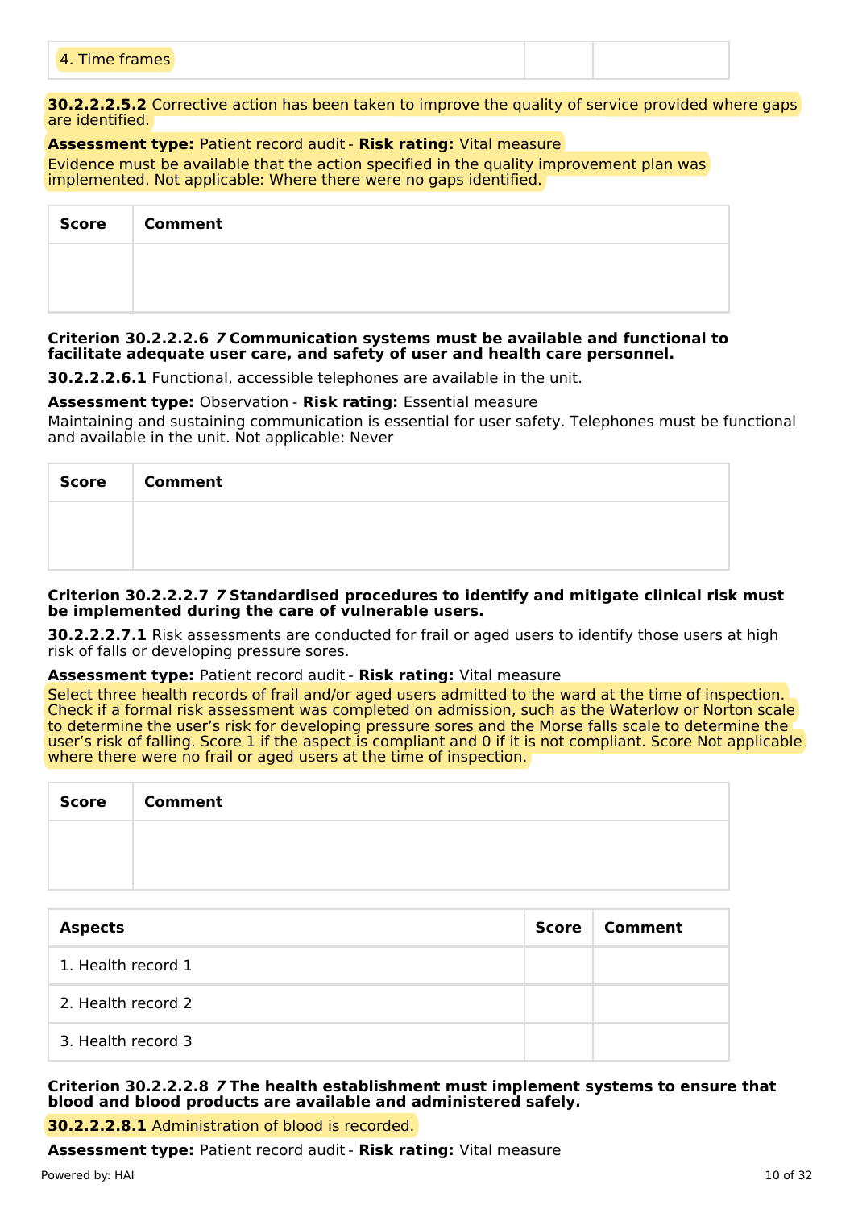| | | |
|---|---|---|
| 4. Time frames | | |

**30.2.2.2.5.2** Corrective action has been taken to improve the quality of service provided where gaps are identified.

**Assessment type:** Patient record audit - **Risk rating:** Vital measure

Evidence must be available that the action specified in the quality improvement plan was implemented. Not applicable: Where there were no gaps identified.

| Score | Comment |
|---|---|
| | |

**Criterion 30.2.2.2.6** ***7*** **Communication systems must be available and functional to facilitate adequate user care, and safety of user and health care personnel.**

**30.2.2.2.6.1** Functional, accessible telephones are available in the unit.

**Assessment type:** Observation - **Risk rating:** Essential measure

Maintaining and sustaining communication is essential for user safety. Telephones must be functional and available in the unit. Not applicable: Never

| Score | Comment |
|---|---|
| | |

**Criterion 30.2.2.2.7** ***7*** **Standardised procedures to identify and mitigate clinical risk must be implemented during the care of vulnerable users.**

**30.2.2.2.7.1** Risk assessments are conducted for frail or aged users to identify those users at high risk of falls or developing pressure sores.

**Assessment type:** Patient record audit - **Risk rating:** Vital measure

Select three health records of frail and/or aged users admitted to the ward at the time of inspection. Check if a formal risk assessment was completed on admission, such as the Waterlow or Norton scale to determine the user's risk for developing pressure sores and the Morse falls scale to determine the user's risk of falling. Score 1 if the aspect is compliant and 0 if it is not compliant. Score Not applicable where there were no frail or aged users at the time of inspection.

| Score | Comment |
|---|---|
| | |

| Aspects | Score | Comment |
|---|---|---|
| 1. Health record 1 | | |
| 2. Health record 2 | | |
| 3. Health record 3 | | |

**Criterion 30.2.2.2.8** ***7*** **The health establishment must implement systems to ensure that blood and blood products are available and administered safely.**

**30.2.2.2.8.1** Administration of blood is recorded.

**Assessment type:** Patient record audit - **Risk rating:** Vital measure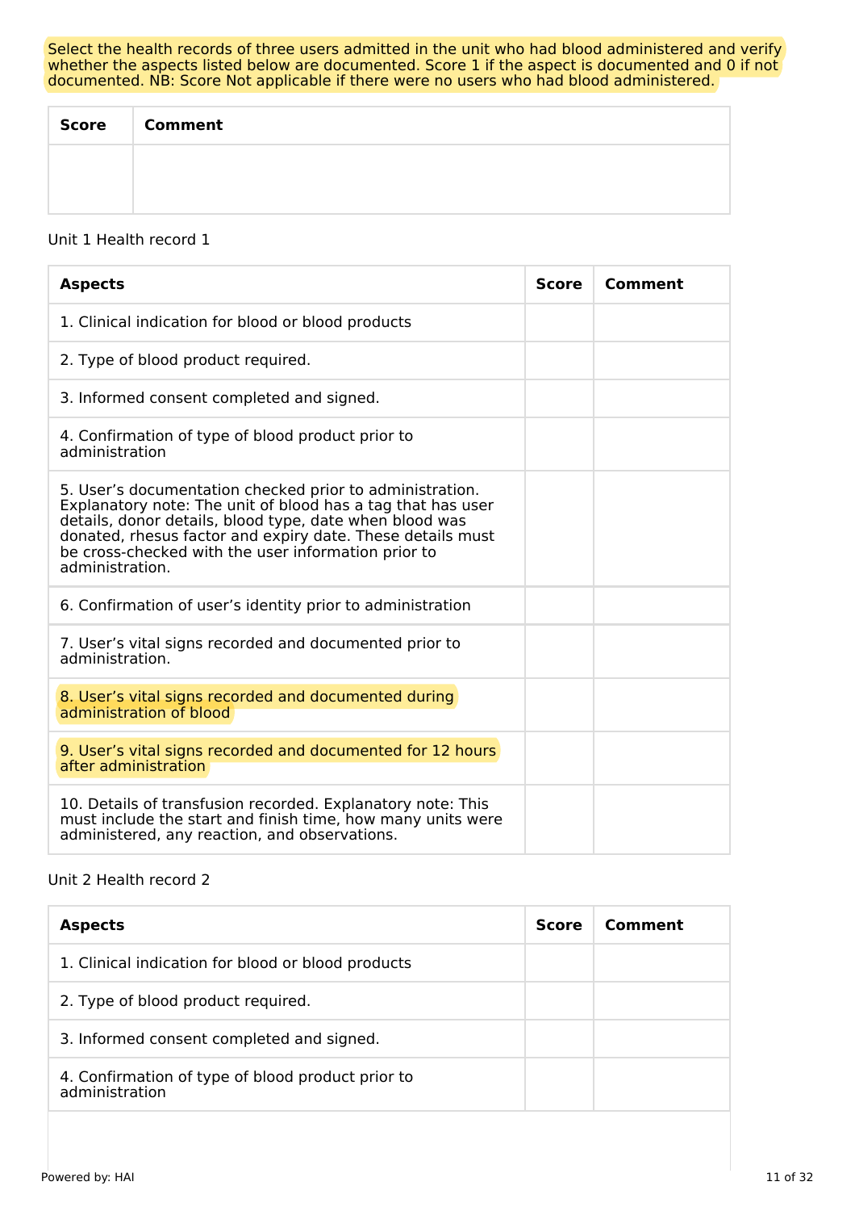Select the health records of three users admitted in the unit who had blood administered and verify whether the aspects listed below are documented. Score 1 if the aspect is documented and 0 if not documented. NB: Score Not applicable if there were no users who had blood administered.

| Score | Comment |
| --- | --- |
| | |

Unit 1 Health record 1

| Aspects | Score | Comment |
| --- | --- | --- |
| 1. Clinical indication for blood or blood products | | |
| 2. Type of blood product required. | | |
| 3. Informed consent completed and signed. | | |
| 4. Confirmation of type of blood product prior to administration | | |
| 5. User's documentation checked prior to administration. Explanatory note: The unit of blood has a tag that has user details, donor details, blood type, date when blood was donated, rhesus factor and expiry date. These details must be cross-checked with the user information prior to administration. | | |
| 6. Confirmation of user's identity prior to administration | | |
| 7. User's vital signs recorded and documented prior to administration. | | |
| 8. User's vital signs recorded and documented during administration of blood | | |
| 9. User's vital signs recorded and documented for 12 hours after administration | | |
| 10. Details of transfusion recorded. Explanatory note: This must include the start and finish time, how many units were administered, any reaction, and observations. | | |

Unit 2 Health record 2

| Aspects | Score | Comment |
| --- | --- | --- |
| 1. Clinical indication for blood or blood products | | |
| 2. Type of blood product required. | | |
| 3. Informed consent completed and signed. | | |
| 4. Confirmation of type of blood product prior to administration | | |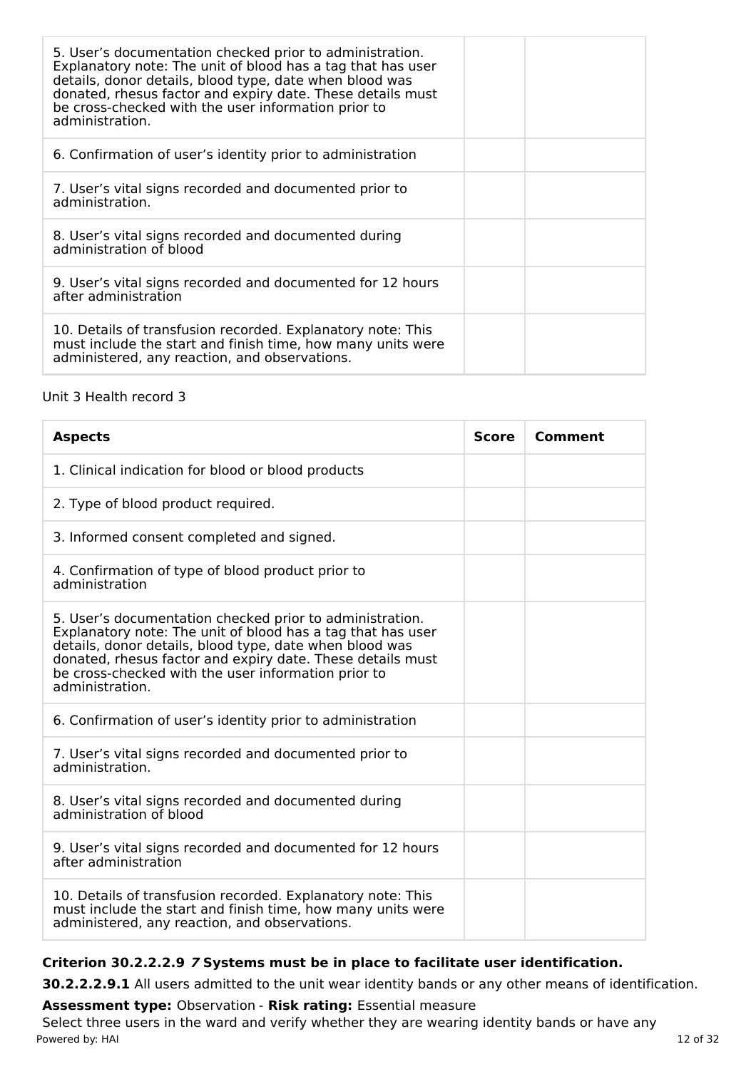| | | |
|---|---|---|
| 5. User's documentation checked prior to administration. Explanatory note: The unit of blood has a tag that has user details, donor details, blood type, date when blood was donated, rhesus factor and expiry date. These details must be cross-checked with the user information prior to administration. | | |
| 6. Confirmation of user's identity prior to administration | | |
| 7. User's vital signs recorded and documented prior to administration. | | |
| 8. User's vital signs recorded and documented during administration of blood | | |
| 9. User's vital signs recorded and documented for 12 hours after administration | | |
| 10. Details of transfusion recorded. Explanatory note: This must include the start and finish time, how many units were administered, any reaction, and observations. | | |

Unit 3 Health record 3

| Aspects | Score | Comment |
|---|---|---|
| 1. Clinical indication for blood or blood products | | |
| 2. Type of blood product required. | | |
| 3. Informed consent completed and signed. | | |
| 4. Confirmation of type of blood product prior to administration | | |
| 5. User's documentation checked prior to administration. Explanatory note: The unit of blood has a tag that has user details, donor details, blood type, date when blood was donated, rhesus factor and expiry date. These details must be cross-checked with the user information prior to administration. | | |
| 6. Confirmation of user's identity prior to administration | | |
| 7. User's vital signs recorded and documented prior to administration. | | |
| 8. User's vital signs recorded and documented during administration of blood | | |
| 9. User's vital signs recorded and documented for 12 hours after administration | | |
| 10. Details of transfusion recorded. Explanatory note: This must include the start and finish time, how many units were administered, any reaction, and observations. | | |

**Criterion 30.2.2.2.9** ***7*** **Systems must be in place to facilitate user identification.**

**30.2.2.2.9.1** All users admitted to the unit wear identity bands or any other means of identification.

**Assessment type:** Observation - **Risk rating:** Essential measure

Select three users in the ward and verify whether they are wearing identity bands or have any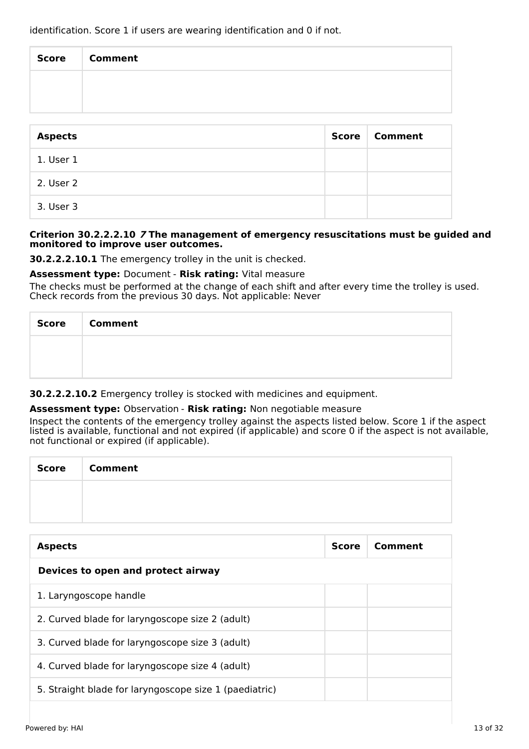identification. Score 1 if users are wearing identification and 0 if not.

| Score | Comment |
|---|---|
| | |

| Aspects | Score | Comment |
|---|---|---|
| 1. User 1 | | |
| 2. User 2 | | |
| 3. User 3 | | |

**Criterion 30.2.2.2.10 *7* The management of emergency resuscitations must be guided and monitored to improve user outcomes.**

**30.2.2.2.10.1** The emergency trolley in the unit is checked.

**Assessment type:** Document - **Risk rating:** Vital measure

The checks must be performed at the change of each shift and after every time the trolley is used. Check records from the previous 30 days. Not applicable: Never

| Score | Comment |
|---|---|
| | |

**30.2.2.2.10.2** Emergency trolley is stocked with medicines and equipment.

**Assessment type:** Observation - **Risk rating:** Non negotiable measure

Inspect the contents of the emergency trolley against the aspects listed below. Score 1 if the aspect listed is available, functional and not expired (if applicable) and score 0 if the aspect is not available, not functional or expired (if applicable).

| Score | Comment |
|---|---|
| | |

| Aspects | Score | Comment |
|---|---|---|
| **Devices to open and protect airway** | | |
| 1. Laryngoscope handle | | |
| 2. Curved blade for laryngoscope size 2 (adult) | | |
| 3. Curved blade for laryngoscope size 3 (adult) | | |
| 4. Curved blade for laryngoscope size 4 (adult) | | |
| 5. Straight blade for laryngoscope size 1 (paediatric) | | |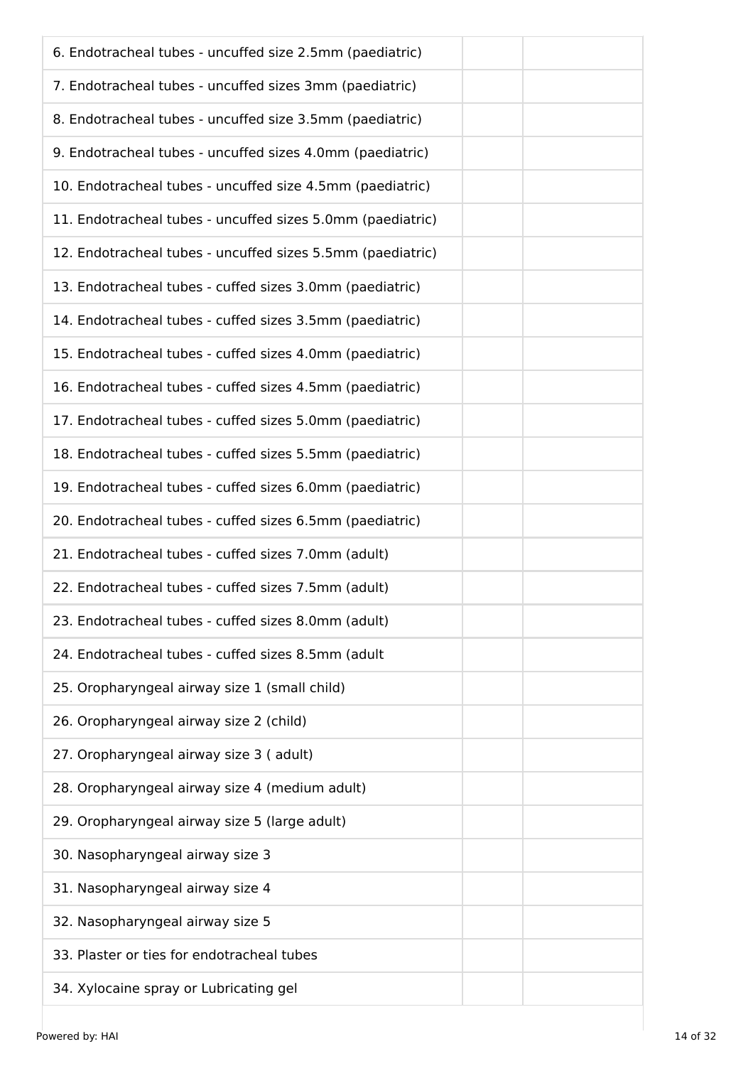| | | |
|---|---|---|
| 6. Endotracheal tubes - uncuffed size 2.5mm (paediatric) | | |
| 7. Endotracheal tubes - uncuffed sizes 3mm (paediatric) | | |
| 8. Endotracheal tubes - uncuffed size 3.5mm (paediatric) | | |
| 9. Endotracheal tubes - uncuffed sizes 4.0mm (paediatric) | | |
| 10. Endotracheal tubes - uncuffed size 4.5mm (paediatric) | | |
| 11. Endotracheal tubes - uncuffed sizes 5.0mm (paediatric) | | |
| 12. Endotracheal tubes - uncuffed sizes 5.5mm (paediatric) | | |
| 13. Endotracheal tubes - cuffed sizes 3.0mm (paediatric) | | |
| 14. Endotracheal tubes - cuffed sizes 3.5mm (paediatric) | | |
| 15. Endotracheal tubes - cuffed sizes 4.0mm (paediatric) | | |
| 16. Endotracheal tubes - cuffed sizes 4.5mm (paediatric) | | |
| 17. Endotracheal tubes - cuffed sizes 5.0mm (paediatric) | | |
| 18. Endotracheal tubes - cuffed sizes 5.5mm (paediatric) | | |
| 19. Endotracheal tubes - cuffed sizes 6.0mm (paediatric) | | |
| 20. Endotracheal tubes - cuffed sizes 6.5mm (paediatric) | | |
| 21. Endotracheal tubes - cuffed sizes 7.0mm (adult) | | |
| 22. Endotracheal tubes - cuffed sizes 7.5mm (adult) | | |
| 23. Endotracheal tubes - cuffed sizes 8.0mm (adult) | | |
| 24. Endotracheal tubes - cuffed sizes 8.5mm (adult | | |
| 25. Oropharyngeal airway size 1 (small child) | | |
| 26. Oropharyngeal airway size 2 (child) | | |
| 27. Oropharyngeal airway size 3 ( adult) | | |
| 28. Oropharyngeal airway size 4 (medium adult) | | |
| 29. Oropharyngeal airway size 5 (large adult) | | |
| 30. Nasopharyngeal airway size 3 | | |
| 31. Nasopharyngeal airway size 4 | | |
| 32. Nasopharyngeal airway size 5 | | |
| 33. Plaster or ties for endotracheal tubes | | |
| 34. Xylocaine spray or Lubricating gel | | |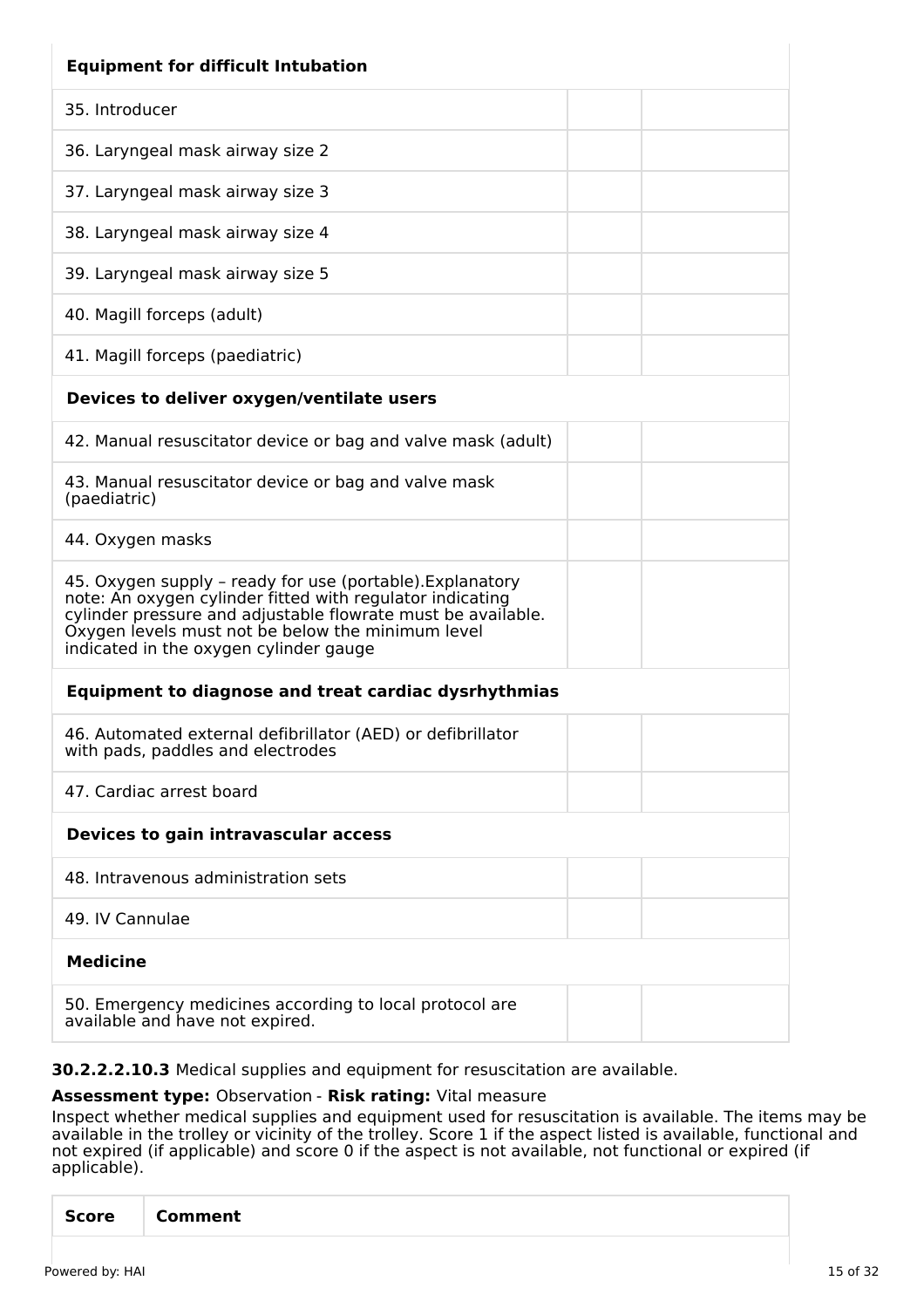| Equipment for difficult Intubation | | |
|---|---|---|
| 35. Introducer | | |
| 36. Laryngeal mask airway size 2 | | |
| 37. Laryngeal mask airway size 3 | | |
| 38. Laryngeal mask airway size 4 | | |
| 39. Laryngeal mask airway size 5 | | |
| 40. Magill forceps (adult) | | |
| 41. Magill forceps (paediatric) | | |
| **Devices to deliver oxygen/ventilate users** | | |
| 42. Manual resuscitator device or bag and valve mask (adult) | | |
| 43. Manual resuscitator device or bag and valve mask (paediatric) | | |
| 44. Oxygen masks | | |
| 45. Oxygen supply – ready for use (portable).Explanatory note: An oxygen cylinder fitted with regulator indicating cylinder pressure and adjustable flowrate must be available. Oxygen levels must not be below the minimum level indicated in the oxygen cylinder gauge | | |
| **Equipment to diagnose and treat cardiac dysrhythmias** | | |
| 46. Automated external defibrillator (AED) or defibrillator with pads, paddles and electrodes | | |
| 47. Cardiac arrest board | | |
| **Devices to gain intravascular access** | | |
| 48. Intravenous administration sets | | |
| 49. IV Cannulae | | |
| **Medicine** | | |
| 50. Emergency medicines according to local protocol are available and have not expired. | | |

**30.2.2.2.10.3** Medical supplies and equipment for resuscitation are available.

**Assessment type:** Observation - **Risk rating:** Vital measure

Inspect whether medical supplies and equipment used for resuscitation is available. The items may be available in the trolley or vicinity of the trolley. Score 1 if the aspect listed is available, functional and not expired (if applicable) and score 0 if the aspect is not available, not functional or expired (if applicable).

| Score | Comment |
|---|---|
| | |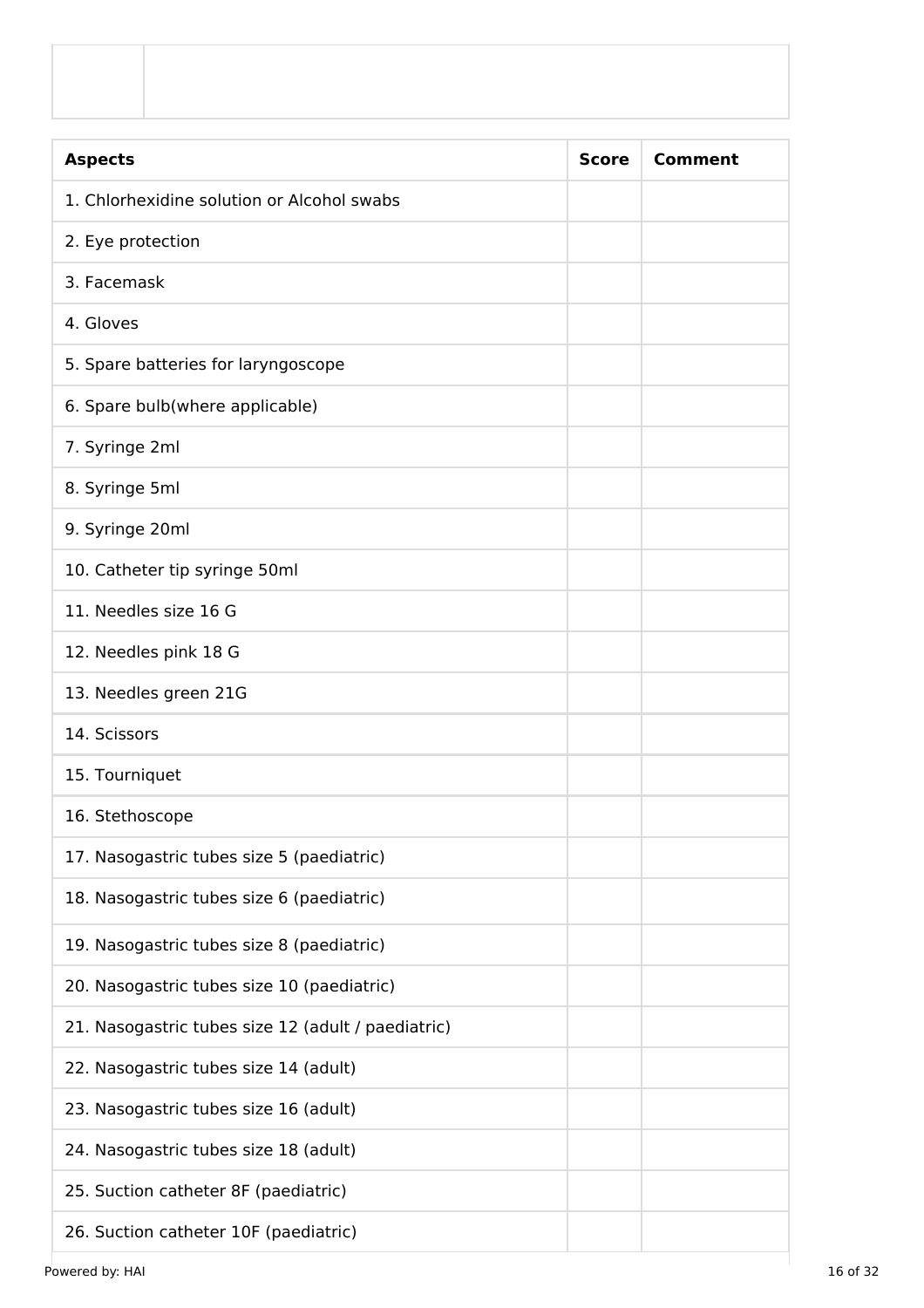| | |
|---|---|
| | |

| Aspects | Score | Comment |
|---|---|---|
| 1. Chlorhexidine solution or Alcohol swabs | | |
| 2. Eye protection | | |
| 3. Facemask | | |
| 4. Gloves | | |
| 5. Spare batteries for laryngoscope | | |
| 6. Spare bulb(where applicable) | | |
| 7. Syringe 2ml | | |
| 8. Syringe 5ml | | |
| 9. Syringe 20ml | | |
| 10. Catheter tip syringe 50ml | | |
| 11. Needles size 16 G | | |
| 12. Needles pink 18 G | | |
| 13. Needles green 21G | | |
| 14. Scissors | | |
| 15. Tourniquet | | |
| 16. Stethoscope | | |
| 17. Nasogastric tubes size 5 (paediatric) | | |
| 18. Nasogastric tubes size 6 (paediatric) | | |
| 19. Nasogastric tubes size 8 (paediatric) | | |
| 20. Nasogastric tubes size 10 (paediatric) | | |
| 21. Nasogastric tubes size 12 (adult / paediatric) | | |
| 22. Nasogastric tubes size 14 (adult) | | |
| 23. Nasogastric tubes size 16 (adult) | | |
| 24. Nasogastric tubes size 18 (adult) | | |
| 25. Suction catheter 8F (paediatric) | | |
| 26. Suction catheter 10F (paediatric) | | |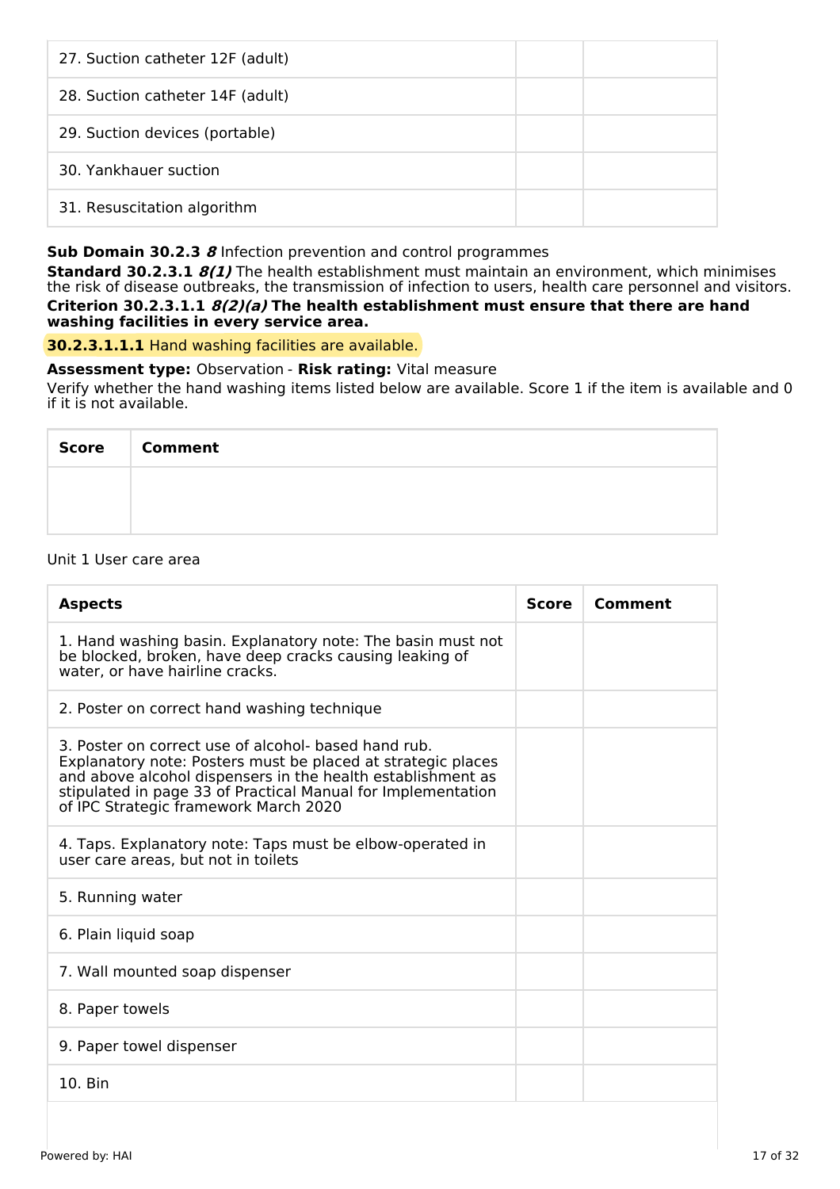| 27. Suction catheter 12F (adult) | | |
| --- | --- | --- |
| 28. Suction catheter 14F (adult) | | |
| 29. Suction devices (portable) | | |
| 30. Yankhauer suction | | |
| 31. Resuscitation algorithm | | |

**Sub Domain 30.2.3** ***8*** Infection prevention and control programmes

**Standard 30.2.3.1** ***8(1)*** The health establishment must maintain an environment, which minimises the risk of disease outbreaks, the transmission of infection to users, health care personnel and visitors.

**Criterion 30.2.3.1.1** ***8(2)(a)*** **The health establishment must ensure that there are hand washing facilities in every service area.**

**30.2.3.1.1.1** Hand washing facilities are available.

**Assessment type:** Observation - **Risk rating:** Vital measure

Verify whether the hand washing items listed below are available. Score 1 if the item is available and 0 if it is not available.

| Score | Comment |
| --- | --- |
| | |

Unit 1 User care area

| Aspects | Score | Comment |
| --- | --- | --- |
| 1. Hand washing basin. Explanatory note: The basin must not be blocked, broken, have deep cracks causing leaking of water, or have hairline cracks. | | |
| 2. Poster on correct hand washing technique | | |
| 3. Poster on correct use of alcohol- based hand rub. Explanatory note: Posters must be placed at strategic places and above alcohol dispensers in the health establishment as stipulated in page 33 of Practical Manual for Implementation of IPC Strategic framework March 2020 | | |
| 4. Taps. Explanatory note: Taps must be elbow-operated in user care areas, but not in toilets | | |
| 5. Running water | | |
| 6. Plain liquid soap | | |
| 7. Wall mounted soap dispenser | | |
| 8. Paper towels | | |
| 9. Paper towel dispenser | | |
| 10. Bin | | |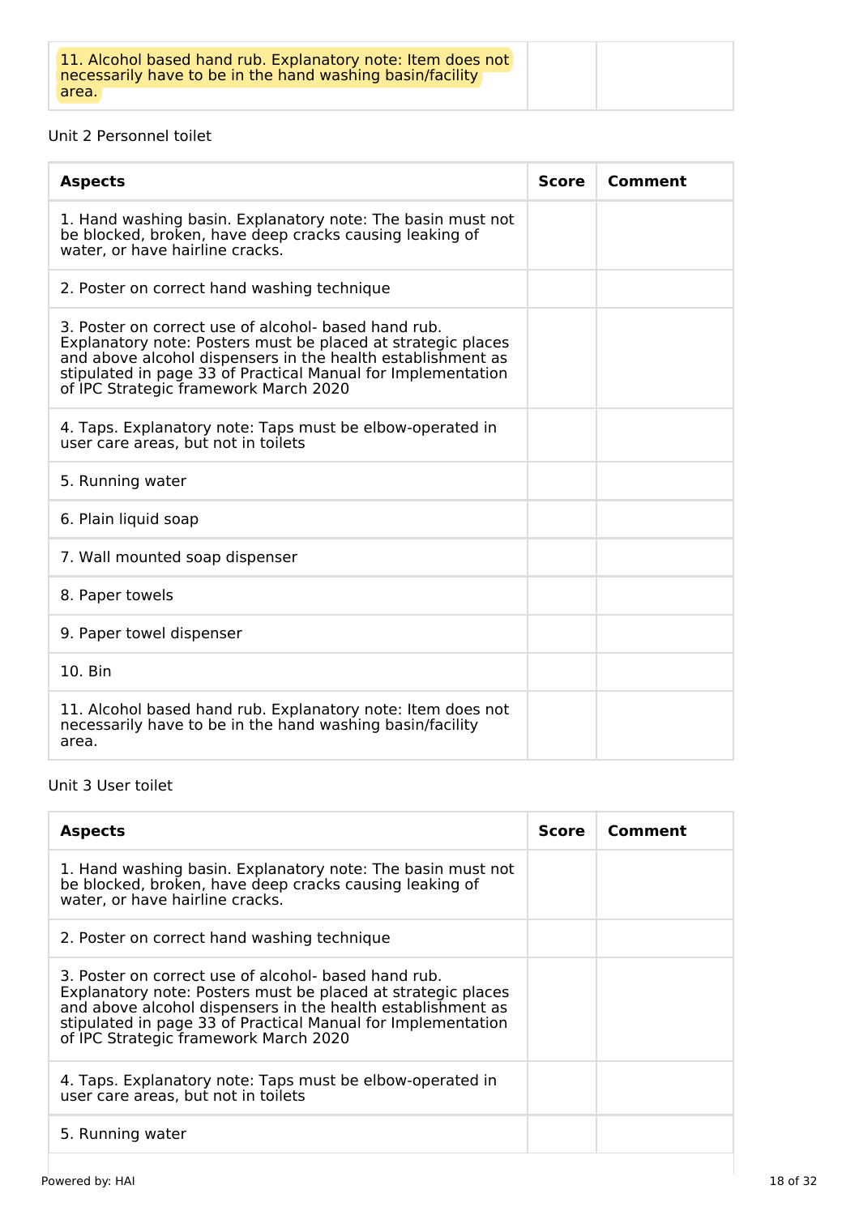| 11. Alcohol based hand rub. Explanatory note: Item does not necessarily have to be in the hand washing basin/facility area. | | |
|---|---|---|

Unit 2 Personnel toilet

| Aspects | Score | Comment |
|---|---|---|
| 1. Hand washing basin. Explanatory note: The basin must not be blocked, broken, have deep cracks causing leaking of water, or have hairline cracks. | | |
| 2. Poster on correct hand washing technique | | |
| 3. Poster on correct use of alcohol- based hand rub. Explanatory note: Posters must be placed at strategic places and above alcohol dispensers in the health establishment as stipulated in page 33 of Practical Manual for Implementation of IPC Strategic framework March 2020 | | |
| 4. Taps. Explanatory note: Taps must be elbow-operated in user care areas, but not in toilets | | |
| 5. Running water | | |
| 6. Plain liquid soap | | |
| 7. Wall mounted soap dispenser | | |
| 8. Paper towels | | |
| 9. Paper towel dispenser | | |
| 10. Bin | | |
| 11. Alcohol based hand rub. Explanatory note: Item does not necessarily have to be in the hand washing basin/facility area. | | |

Unit 3 User toilet

| Aspects | Score | Comment |
|---|---|---|
| 1. Hand washing basin. Explanatory note: The basin must not be blocked, broken, have deep cracks causing leaking of water, or have hairline cracks. | | |
| 2. Poster on correct hand washing technique | | |
| 3. Poster on correct use of alcohol- based hand rub. Explanatory note: Posters must be placed at strategic places and above alcohol dispensers in the health establishment as stipulated in page 33 of Practical Manual for Implementation of IPC Strategic framework March 2020 | | |
| 4. Taps. Explanatory note: Taps must be elbow-operated in user care areas, but not in toilets | | |
| 5. Running water | | |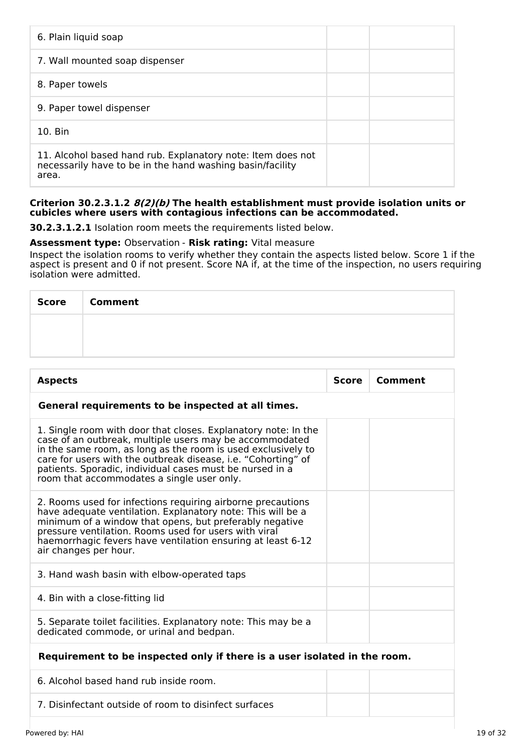| | | |
|---|---|---|
| 6. Plain liquid soap | | |
| 7. Wall mounted soap dispenser | | |
| 8. Paper towels | | |
| 9. Paper towel dispenser | | |
| 10. Bin | | |
| 11. Alcohol based hand rub. Explanatory note: Item does not necessarily have to be in the hand washing basin/facility area. | | |

**Criterion 30.2.3.1.2 *8(2)(b)* The health establishment must provide isolation units or cubicles where users with contagious infections can be accommodated.**

**30.2.3.1.2.1** Isolation room meets the requirements listed below.

**Assessment type:** Observation - **Risk rating:** Vital measure

Inspect the isolation rooms to verify whether they contain the aspects listed below. Score 1 if the aspect is present and 0 if not present. Score NA if, at the time of the inspection, no users requiring isolation were admitted.

| Score | Comment |
|---|---|
| | |

| Aspects | Score | Comment |
|---|---|---|
| **General requirements to be inspected at all times.** | | |
| 1. Single room with door that closes. Explanatory note: In the case of an outbreak, multiple users may be accommodated in the same room, as long as the room is used exclusively to care for users with the outbreak disease, i.e. "Cohorting" of patients. Sporadic, individual cases must be nursed in a room that accommodates a single user only. | | |
| 2. Rooms used for infections requiring airborne precautions have adequate ventilation. Explanatory note: This will be a minimum of a window that opens, but preferably negative pressure ventilation. Rooms used for users with viral haemorrhagic fevers have ventilation ensuring at least 6-12 air changes per hour. | | |
| 3. Hand wash basin with elbow-operated taps | | |
| 4. Bin with a close-fitting lid | | |
| 5. Separate toilet facilities. Explanatory note: This may be a dedicated commode, or urinal and bedpan. | | |
| **Requirement to be inspected only if there is a user isolated in the room.** | | |
| 6. Alcohol based hand rub inside room. | | |
| 7. Disinfectant outside of room to disinfect surfaces | | |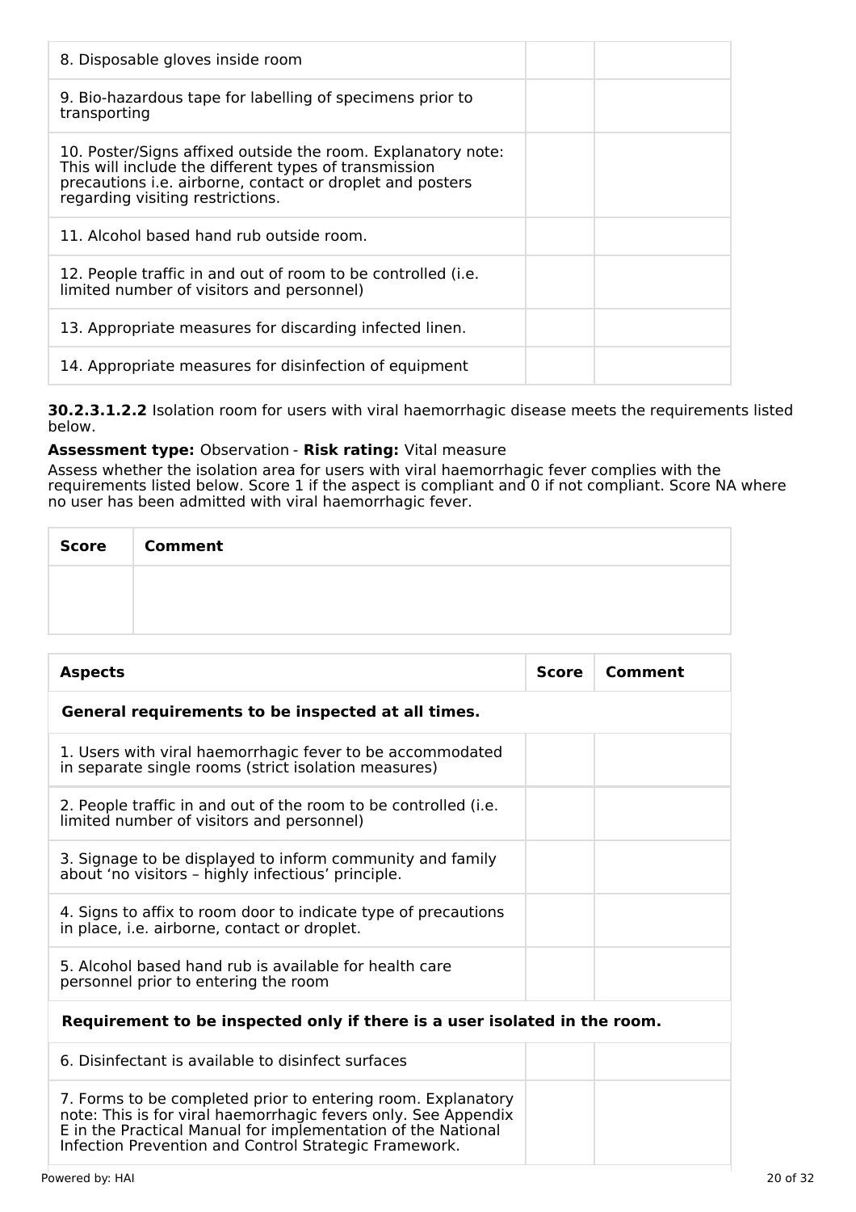| | | |
|---|---|---|
| 8. Disposable gloves inside room | | |
| 9. Bio-hazardous tape for labelling of specimens prior to transporting | | |
| 10. Poster/Signs affixed outside the room. Explanatory note: This will include the different types of transmission precautions i.e. airborne, contact or droplet and posters regarding visiting restrictions. | | |
| 11. Alcohol based hand rub outside room. | | |
| 12. People traffic in and out of room to be controlled (i.e. limited number of visitors and personnel) | | |
| 13. Appropriate measures for discarding infected linen. | | |
| 14. Appropriate measures for disinfection of equipment | | |

**30.2.3.1.2.2** Isolation room for users with viral haemorrhagic disease meets the requirements listed below.

**Assessment type:** Observation - **Risk rating:** Vital measure

Assess whether the isolation area for users with viral haemorrhagic fever complies with the requirements listed below. Score 1 if the aspect is compliant and 0 if not compliant. Score NA where no user has been admitted with viral haemorrhagic fever.

| Score | Comment |
|---|---|
| | |

| Aspects | Score | Comment |
|---|---|---|
| **General requirements to be inspected at all times.** | | |
| 1. Users with viral haemorrhagic fever to be accommodated in separate single rooms (strict isolation measures) | | |
| 2. People traffic in and out of the room to be controlled (i.e. limited number of visitors and personnel) | | |
| 3. Signage to be displayed to inform community and family about 'no visitors – highly infectious' principle. | | |
| 4. Signs to affix to room door to indicate type of precautions in place, i.e. airborne, contact or droplet. | | |
| 5. Alcohol based hand rub is available for health care personnel prior to entering the room | | |
| **Requirement to be inspected only if there is a user isolated in the room.** | | |
| 6. Disinfectant is available to disinfect surfaces | | |
| 7. Forms to be completed prior to entering room. Explanatory note: This is for viral haemorrhagic fevers only. See Appendix E in the Practical Manual for implementation of the National Infection Prevention and Control Strategic Framework. | | |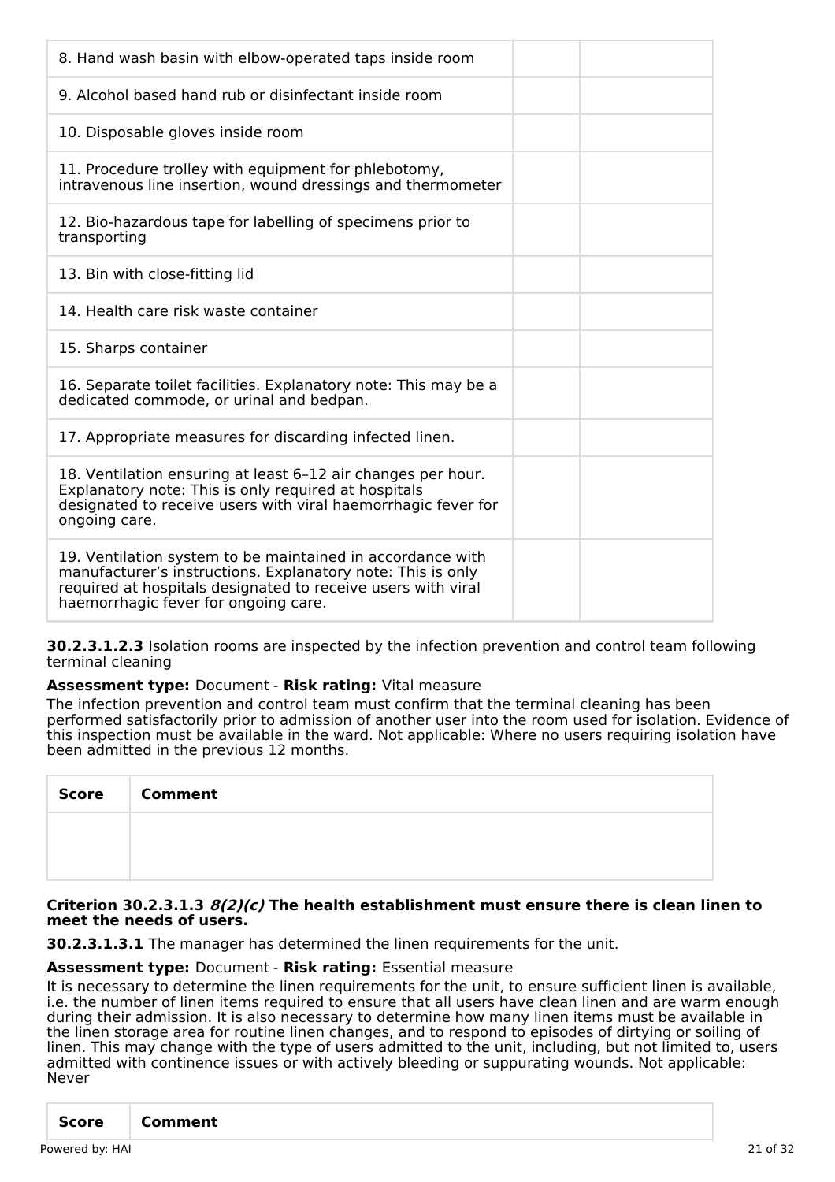| | | |
|---|---|---|
| 8. Hand wash basin with elbow-operated taps inside room | | |
| 9. Alcohol based hand rub or disinfectant inside room | | |
| 10. Disposable gloves inside room | | |
| 11. Procedure trolley with equipment for phlebotomy, intravenous line insertion, wound dressings and thermometer | | |
| 12. Bio-hazardous tape for labelling of specimens prior to transporting | | |
| 13. Bin with close-fitting lid | | |
| 14. Health care risk waste container | | |
| 15. Sharps container | | |
| 16. Separate toilet facilities. Explanatory note: This may be a dedicated commode, or urinal and bedpan. | | |
| 17. Appropriate measures for discarding infected linen. | | |
| 18. Ventilation ensuring at least 6–12 air changes per hour. Explanatory note: This is only required at hospitals designated to receive users with viral haemorrhagic fever for ongoing care. | | |
| 19. Ventilation system to be maintained in accordance with manufacturer's instructions. Explanatory note: This is only required at hospitals designated to receive users with viral haemorrhagic fever for ongoing care. | | |

**30.2.3.1.2.3** Isolation rooms are inspected by the infection prevention and control team following terminal cleaning

**Assessment type:** Document - **Risk rating:** Vital measure

The infection prevention and control team must confirm that the terminal cleaning has been performed satisfactorily prior to admission of another user into the room used for isolation. Evidence of this inspection must be available in the ward. Not applicable: Where no users requiring isolation have been admitted in the previous 12 months.

| Score | Comment |
|---|---|
| | |

#### Criterion 30.2.3.1.3 *8(2)(c)* The health establishment must ensure there is clean linen to meet the needs of users.

**30.2.3.1.3.1** The manager has determined the linen requirements for the unit.

**Assessment type:** Document - **Risk rating:** Essential measure

It is necessary to determine the linen requirements for the unit, to ensure sufficient linen is available, i.e. the number of linen items required to ensure that all users have clean linen and are warm enough during their admission. It is also necessary to determine how many linen items must be available in the linen storage area for routine linen changes, and to respond to episodes of dirtying or soiling of linen. This may change with the type of users admitted to the unit, including, but not limited to, users admitted with continence issues or with actively bleeding or suppurating wounds. Not applicable: Never

| Score | Comment |
|---|---|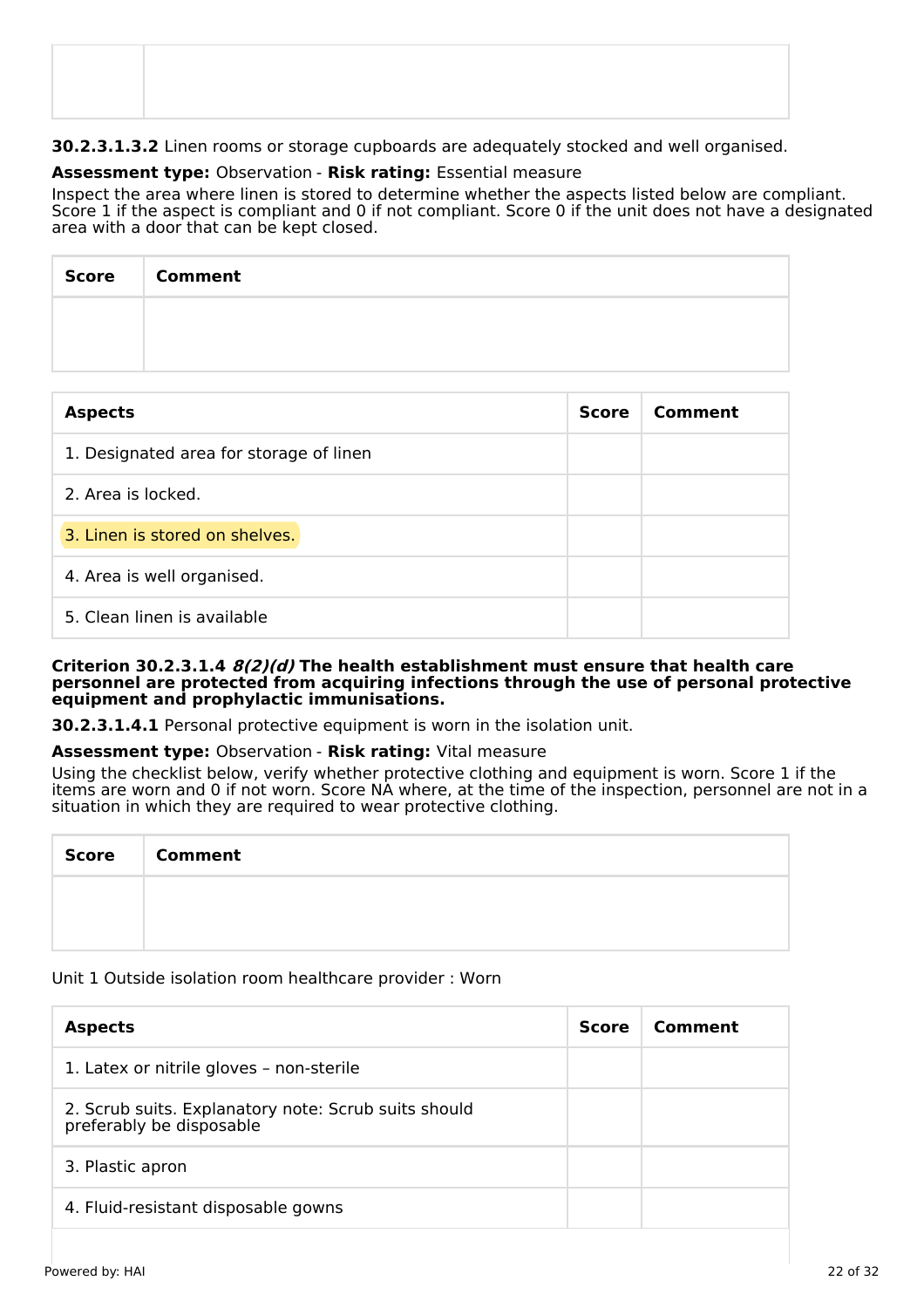| | |
|---|---|
| | |

**30.2.3.1.3.2** Linen rooms or storage cupboards are adequately stocked and well organised.

**Assessment type:** Observation - **Risk rating:** Essential measure

Inspect the area where linen is stored to determine whether the aspects listed below are compliant. Score 1 if the aspect is compliant and 0 if not compliant. Score 0 if the unit does not have a designated area with a door that can be kept closed.

| Score | Comment |
|---|---|
| | |

| Aspects | Score | Comment |
|---|---|---|
| 1. Designated area for storage of linen | | |
| 2. Area is locked. | | |
| 3. Linen is stored on shelves. | | |
| 4. Area is well organised. | | |
| 5. Clean linen is available | | |

**Criterion 30.2.3.1.4 *8(2)(d)* The health establishment must ensure that health care personnel are protected from acquiring infections through the use of personal protective equipment and prophylactic immunisations.**

**30.2.3.1.4.1** Personal protective equipment is worn in the isolation unit.

**Assessment type:** Observation - **Risk rating:** Vital measure

Using the checklist below, verify whether protective clothing and equipment is worn. Score 1 if the items are worn and 0 if not worn. Score NA where, at the time of the inspection, personnel are not in a situation in which they are required to wear protective clothing.

| Score | Comment |
|---|---|
| | |

Unit 1 Outside isolation room healthcare provider : Worn

| Aspects | Score | Comment |
|---|---|---|
| 1. Latex or nitrile gloves – non-sterile | | |
| 2. Scrub suits. Explanatory note: Scrub suits should preferably be disposable | | |
| 3. Plastic apron | | |
| 4. Fluid-resistant disposable gowns | | |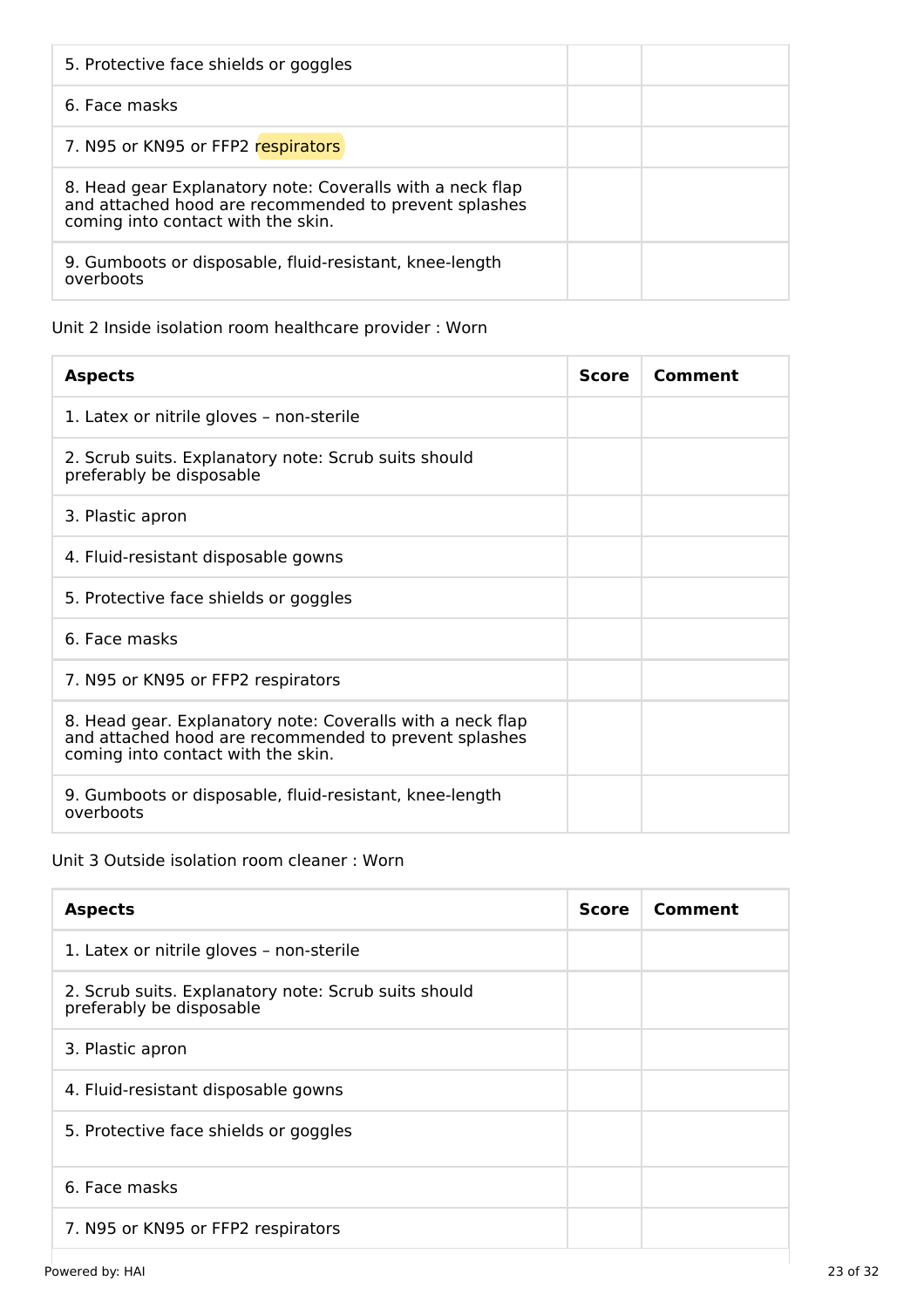| | | |
|---|---|---|
| 5. Protective face shields or goggles | | |
| 6. Face masks | | |
| 7. N95 or KN95 or FFP2 respirators | | |
| 8. Head gear Explanatory note: Coveralls with a neck flap and attached hood are recommended to prevent splashes coming into contact with the skin. | | |
| 9. Gumboots or disposable, fluid-resistant, knee-length overboots | | |

Unit 2 Inside isolation room healthcare provider : Worn

| Aspects | Score | Comment |
|---|---|---|
| 1. Latex or nitrile gloves – non-sterile | | |
| 2. Scrub suits. Explanatory note: Scrub suits should preferably be disposable | | |
| 3. Plastic apron | | |
| 4. Fluid-resistant disposable gowns | | |
| 5. Protective face shields or goggles | | |
| 6. Face masks | | |
| 7. N95 or KN95 or FFP2 respirators | | |
| 8. Head gear. Explanatory note: Coveralls with a neck flap and attached hood are recommended to prevent splashes coming into contact with the skin. | | |
| 9. Gumboots or disposable, fluid-resistant, knee-length overboots | | |

Unit 3 Outside isolation room cleaner : Worn

| Aspects | Score | Comment |
|---|---|---|
| 1. Latex or nitrile gloves – non-sterile | | |
| 2. Scrub suits. Explanatory note: Scrub suits should preferably be disposable | | |
| 3. Plastic apron | | |
| 4. Fluid-resistant disposable gowns | | |
| 5. Protective face shields or goggles | | |
| 6. Face masks | | |
| 7. N95 or KN95 or FFP2 respirators | | |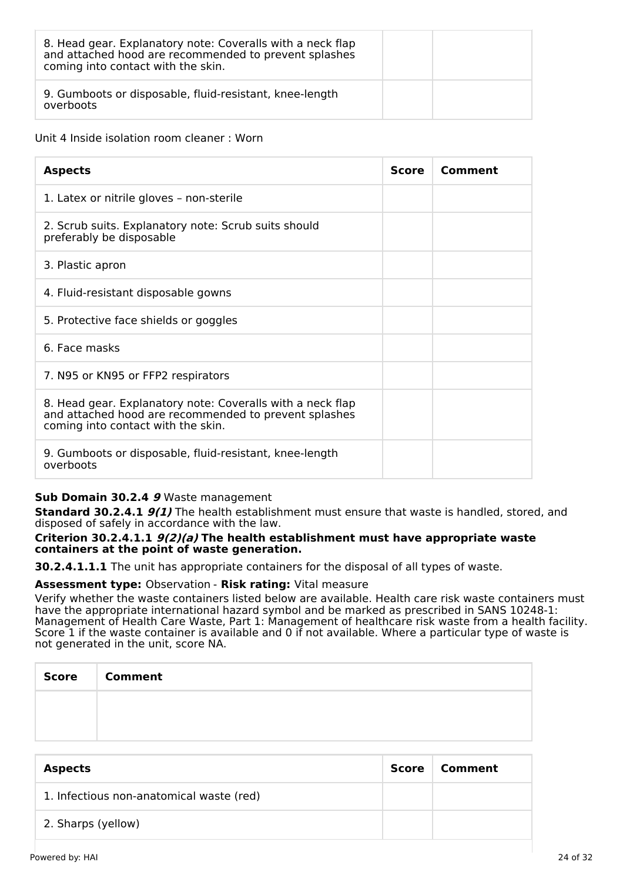| Aspects | Score | Comment |
|---|---|---|
| 8. Head gear. Explanatory note: Coveralls with a neck flap and attached hood are recommended to prevent splashes coming into contact with the skin. | | |
| 9. Gumboots or disposable, fluid-resistant, knee-length overboots | | |

Unit 4 Inside isolation room cleaner : Worn

| Aspects | Score | Comment |
|---|---|---|
| 1. Latex or nitrile gloves – non-sterile | | |
| 2. Scrub suits. Explanatory note: Scrub suits should preferably be disposable | | |
| 3. Plastic apron | | |
| 4. Fluid-resistant disposable gowns | | |
| 5. Protective face shields or goggles | | |
| 6. Face masks | | |
| 7. N95 or KN95 or FFP2 respirators | | |
| 8. Head gear. Explanatory note: Coveralls with a neck flap and attached hood are recommended to prevent splashes coming into contact with the skin. | | |
| 9. Gumboots or disposable, fluid-resistant, knee-length overboots | | |

**Sub Domain 30.2.4** ***9*** Waste management

**Standard 30.2.4.1** ***9(1)*** The health establishment must ensure that waste is handled, stored, and disposed of safely in accordance with the law.

**Criterion 30.2.4.1.1** ***9(2)(a)*** **The health establishment must have appropriate waste containers at the point of waste generation.**

**30.2.4.1.1.1** The unit has appropriate containers for the disposal of all types of waste.

**Assessment type:** Observation - **Risk rating:** Vital measure

Verify whether the waste containers listed below are available. Health care risk waste containers must have the appropriate international hazard symbol and be marked as prescribed in SANS 10248-1: Management of Health Care Waste, Part 1: Management of healthcare risk waste from a health facility. Score 1 if the waste container is available and 0 if not available. Where a particular type of waste is not generated in the unit, score NA.

| Score | Comment |
|---|---|
| | |

| Aspects | Score | Comment |
|---|---|---|
| 1. Infectious non-anatomical waste (red) | | |
| 2. Sharps (yellow) | | |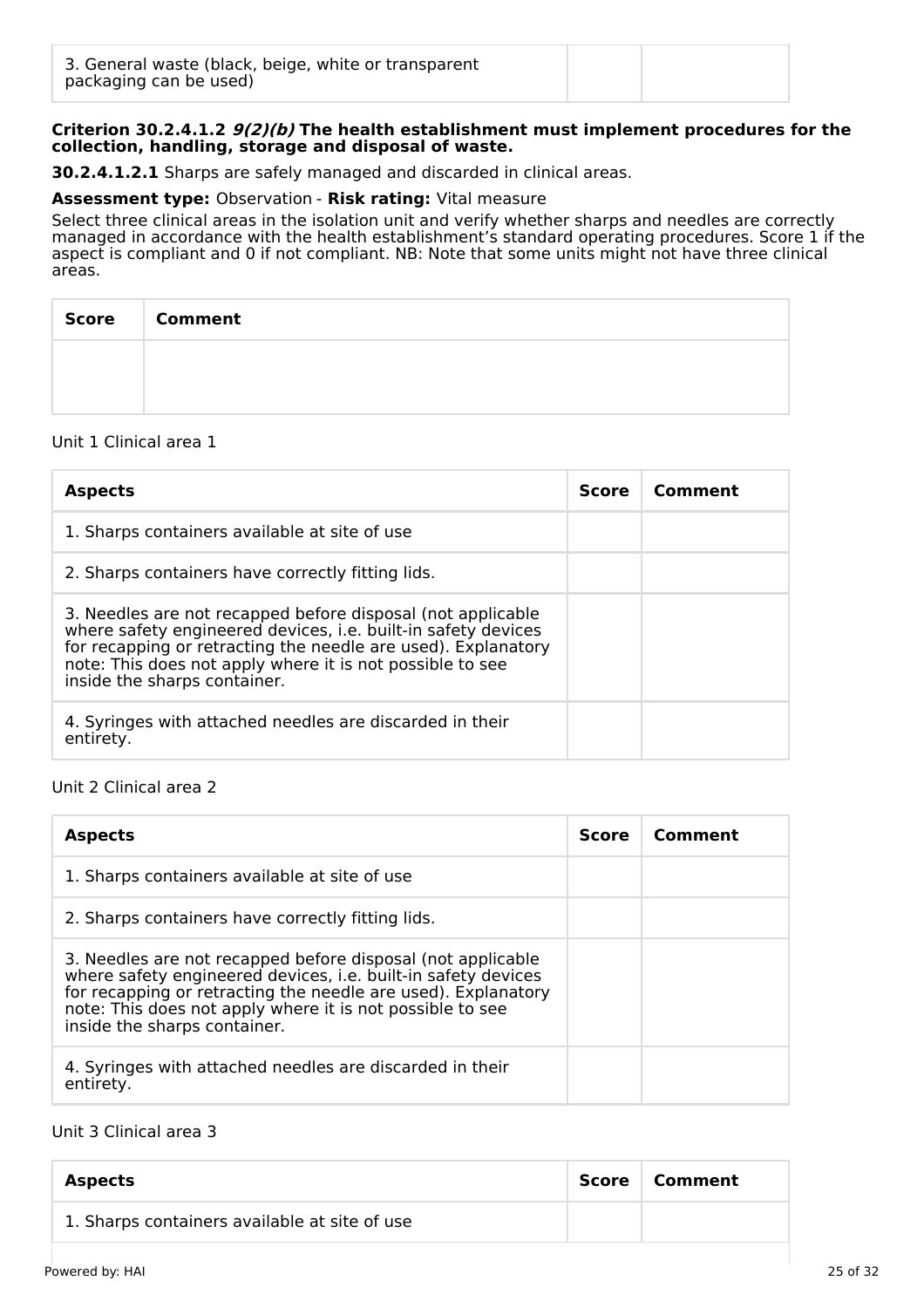| 3. General waste (black, beige, white or transparent packaging can be used) | | |
|---|---|---|

**Criterion 30.2.4.1.2 *9(2)(b)* The health establishment must implement procedures for the collection, handling, storage and disposal of waste.**

**30.2.4.1.2.1** Sharps are safely managed and discarded in clinical areas.

**Assessment type:** Observation - **Risk rating:** Vital measure

Select three clinical areas in the isolation unit and verify whether sharps and needles are correctly managed in accordance with the health establishment's standard operating procedures. Score 1 if the aspect is compliant and 0 if not compliant. NB: Note that some units might not have three clinical areas.

| Score | Comment |
|---|---|
| | |

Unit 1 Clinical area 1

| Aspects | Score | Comment |
|---|---|---|
| 1. Sharps containers available at site of use | | |
| 2. Sharps containers have correctly fitting lids. | | |
| 3. Needles are not recapped before disposal (not applicable where safety engineered devices, i.e. built-in safety devices for recapping or retracting the needle are used). Explanatory note: This does not apply where it is not possible to see inside the sharps container. | | |
| 4. Syringes with attached needles are discarded in their entirety. | | |

Unit 2 Clinical area 2

| Aspects | Score | Comment |
|---|---|---|
| 1. Sharps containers available at site of use | | |
| 2. Sharps containers have correctly fitting lids. | | |
| 3. Needles are not recapped before disposal (not applicable where safety engineered devices, i.e. built-in safety devices for recapping or retracting the needle are used). Explanatory note: This does not apply where it is not possible to see inside the sharps container. | | |
| 4. Syringes with attached needles are discarded in their entirety. | | |

Unit 3 Clinical area 3

| Aspects | Score | Comment |
|---|---|---|
| 1. Sharps containers available at site of use | | |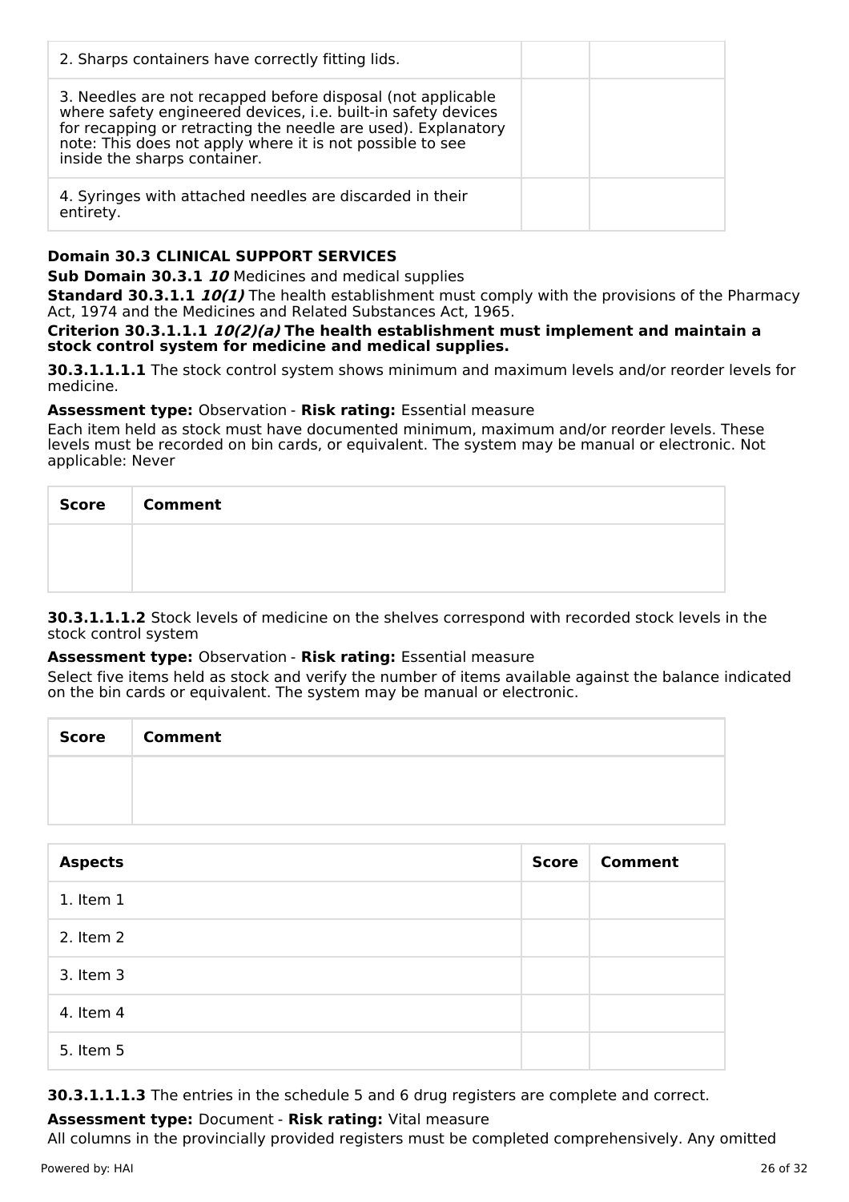| | | |
|---|---|---|
| 2. Sharps containers have correctly fitting lids. | | |
| 3. Needles are not recapped before disposal (not applicable where safety engineered devices, i.e. built-in safety devices for recapping or retracting the needle are used). Explanatory note: This does not apply where it is not possible to see inside the sharps container. | | |
| 4. Syringes with attached needles are discarded in their entirety. | | |

**Domain 30.3 CLINICAL SUPPORT SERVICES**

**Sub Domain 30.3.1** ***10*** Medicines and medical supplies

**Standard 30.3.1.1** ***10(1)*** The health establishment must comply with the provisions of the Pharmacy Act, 1974 and the Medicines and Related Substances Act, 1965.

**Criterion 30.3.1.1.1** ***10(2)(a)*** **The health establishment must implement and maintain a stock control system for medicine and medical supplies.**

**30.3.1.1.1.1** The stock control system shows minimum and maximum levels and/or reorder levels for medicine.

**Assessment type:** Observation - **Risk rating:** Essential measure

Each item held as stock must have documented minimum, maximum and/or reorder levels. These levels must be recorded on bin cards, or equivalent. The system may be manual or electronic. Not applicable: Never

| Score | Comment |
|---|---|
| | |

**30.3.1.1.1.2** Stock levels of medicine on the shelves correspond with recorded stock levels in the stock control system

**Assessment type:** Observation - **Risk rating:** Essential measure

Select five items held as stock and verify the number of items available against the balance indicated on the bin cards or equivalent. The system may be manual or electronic.

| Score | Comment |
|---|---|
| | |

| Aspects | Score | Comment |
|---|---|---|
| 1. Item 1 | | |
| 2. Item 2 | | |
| 3. Item 3 | | |
| 4. Item 4 | | |
| 5. Item 5 | | |

**30.3.1.1.1.3** The entries in the schedule 5 and 6 drug registers are complete and correct.

**Assessment type:** Document - **Risk rating:** Vital measure

All columns in the provincially provided registers must be completed comprehensively. Any omitted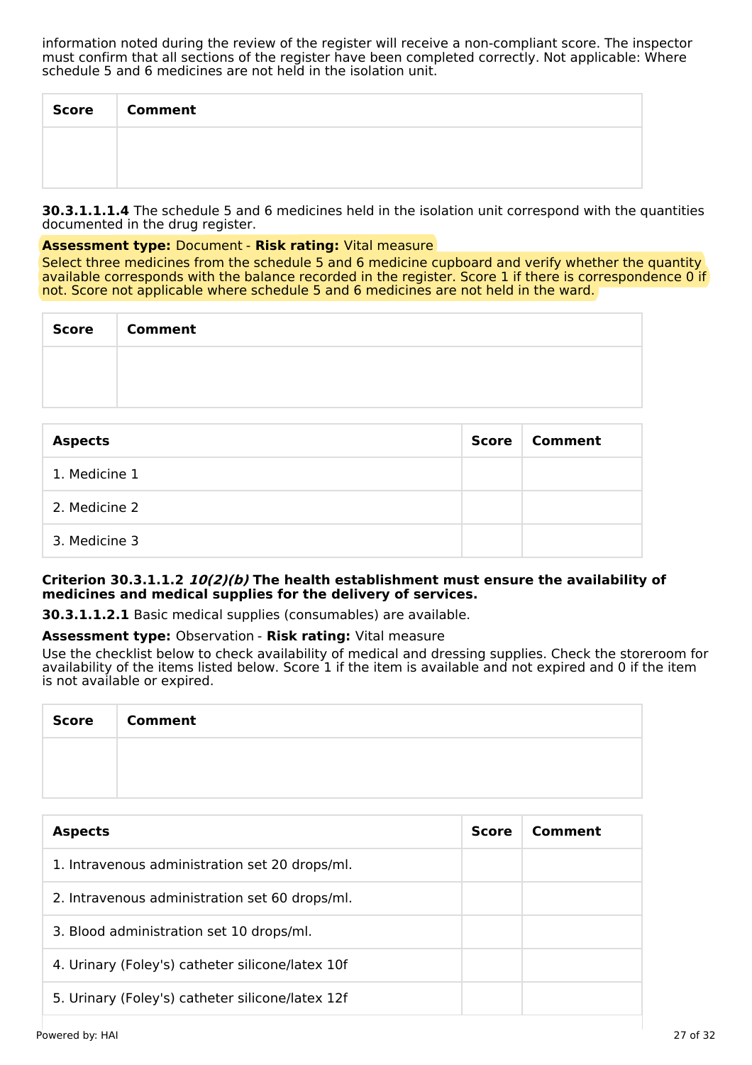information noted during the review of the register will receive a non-compliant score. The inspector must confirm that all sections of the register have been completed correctly. Not applicable: Where schedule 5 and 6 medicines are not held in the isolation unit.

| Score | Comment |
| --- | --- |
| | |

**30.3.1.1.1.4** The schedule 5 and 6 medicines held in the isolation unit correspond with the quantities documented in the drug register.

**Assessment type:** Document - **Risk rating:** Vital measure

Select three medicines from the schedule 5 and 6 medicine cupboard and verify whether the quantity available corresponds with the balance recorded in the register. Score 1 if there is correspondence 0 if not. Score not applicable where schedule 5 and 6 medicines are not held in the ward.

| Score | Comment |
| --- | --- |
| | |

| Aspects | Score | Comment |
| --- | --- | --- |
| 1. Medicine 1 | | |
| 2. Medicine 2 | | |
| 3. Medicine 3 | | |

**Criterion 30.3.1.1.2 *10(2)(b)* The health establishment must ensure the availability of medicines and medical supplies for the delivery of services.**

**30.3.1.1.2.1** Basic medical supplies (consumables) are available.

**Assessment type:** Observation - **Risk rating:** Vital measure

Use the checklist below to check availability of medical and dressing supplies. Check the storeroom for availability of the items listed below. Score 1 if the item is available and not expired and 0 if the item is not available or expired.

| Score | Comment |
| --- | --- |
| | |

| Aspects | Score | Comment |
| --- | --- | --- |
| 1. Intravenous administration set 20 drops/ml. | | |
| 2. Intravenous administration set 60 drops/ml. | | |
| 3. Blood administration set 10 drops/ml. | | |
| 4. Urinary (Foley's) catheter silicone/latex 10f | | |
| 5. Urinary (Foley's) catheter silicone/latex 12f | | |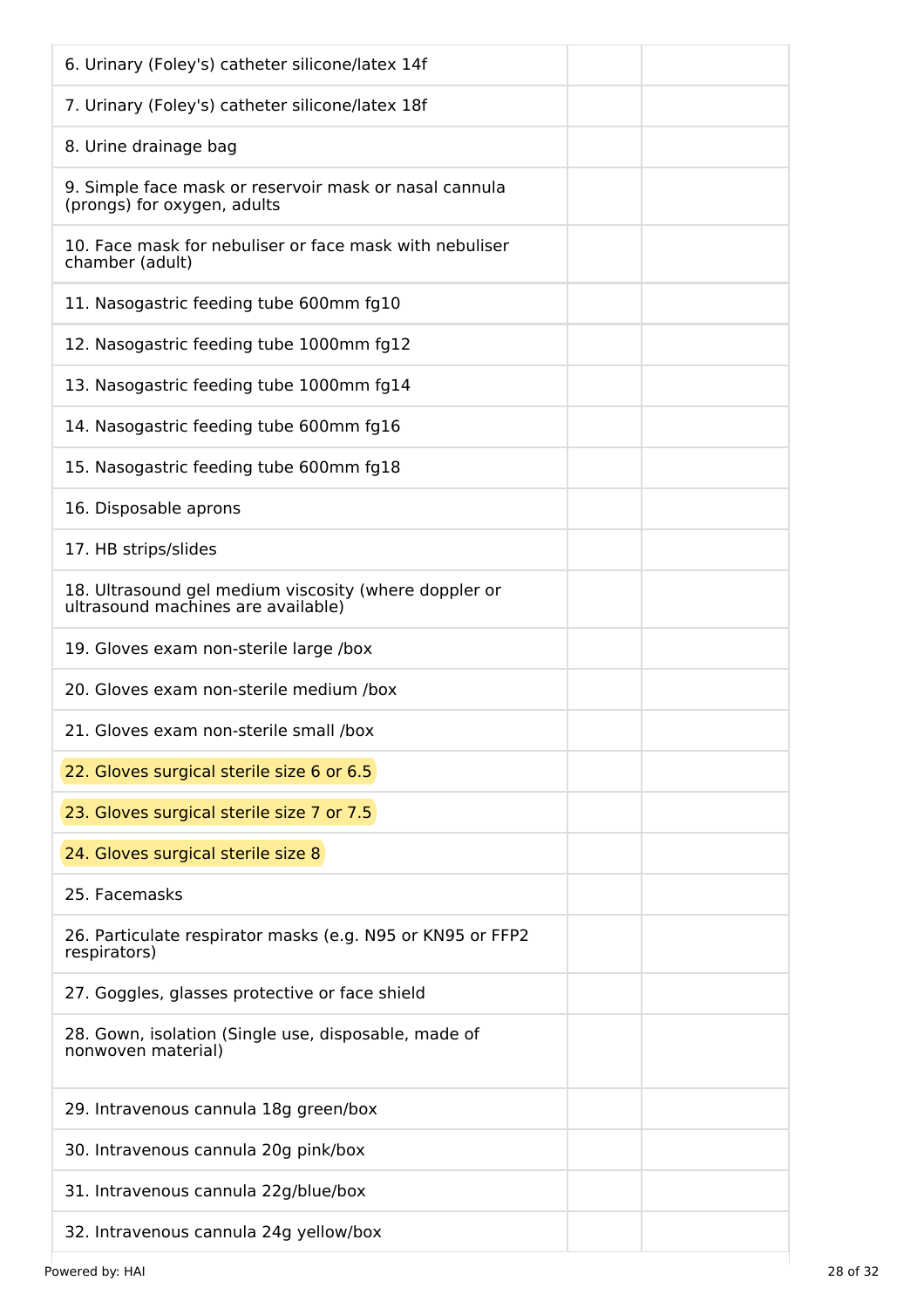| | | |
|---|---|---|
| 6. Urinary (Foley's) catheter silicone/latex 14f | | |
| 7. Urinary (Foley's) catheter silicone/latex 18f | | |
| 8. Urine drainage bag | | |
| 9. Simple face mask or reservoir mask or nasal cannula (prongs) for oxygen, adults | | |
| 10. Face mask for nebuliser or face mask with nebuliser chamber (adult) | | |
| 11. Nasogastric feeding tube 600mm fg10 | | |
| 12. Nasogastric feeding tube 1000mm fg12 | | |
| 13. Nasogastric feeding tube 1000mm fg14 | | |
| 14. Nasogastric feeding tube 600mm fg16 | | |
| 15. Nasogastric feeding tube 600mm fg18 | | |
| 16. Disposable aprons | | |
| 17. HB strips/slides | | |
| 18. Ultrasound gel medium viscosity (where doppler or ultrasound machines are available) | | |
| 19. Gloves exam non-sterile large /box | | |
| 20. Gloves exam non-sterile medium /box | | |
| 21. Gloves exam non-sterile small /box | | |
| 22. Gloves surgical sterile size 6 or 6.5 | | |
| 23. Gloves surgical sterile size 7 or 7.5 | | |
| 24. Gloves surgical sterile size 8 | | |
| 25. Facemasks | | |
| 26. Particulate respirator masks (e.g. N95 or KN95 or FFP2 respirators) | | |
| 27. Goggles, glasses protective or face shield | | |
| 28. Gown, isolation (Single use, disposable, made of nonwoven material) | | |
| 29. Intravenous cannula 18g green/box | | |
| 30. Intravenous cannula 20g pink/box | | |
| 31. Intravenous cannula 22g/blue/box | | |
| 32. Intravenous cannula 24g yellow/box | | |

Powered by: HAI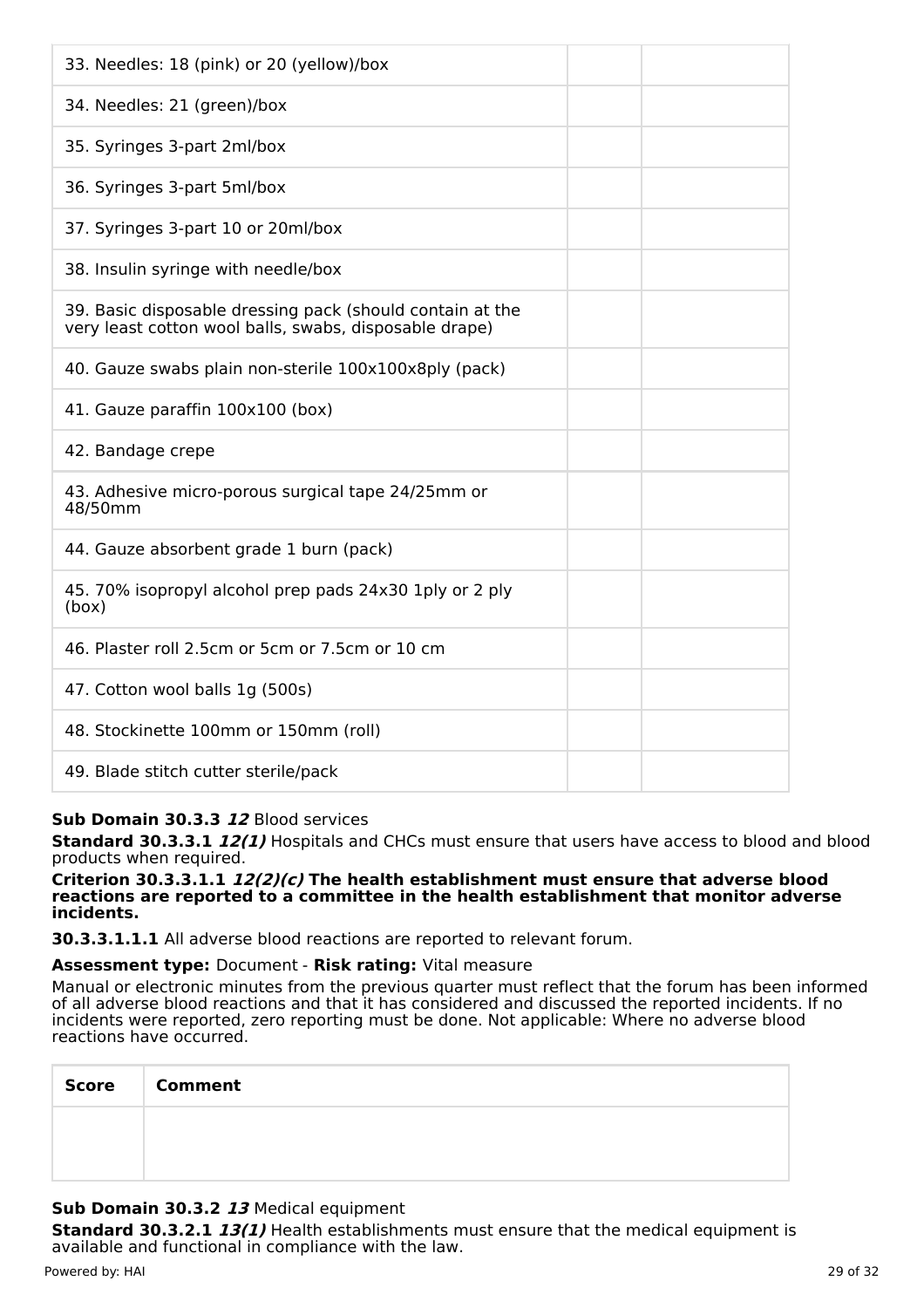| | | |
|---|---|---|
| 33. Needles: 18 (pink) or 20 (yellow)/box | | |
| 34. Needles: 21 (green)/box | | |
| 35. Syringes 3-part 2ml/box | | |
| 36. Syringes 3-part 5ml/box | | |
| 37. Syringes 3-part 10 or 20ml/box | | |
| 38. Insulin syringe with needle/box | | |
| 39. Basic disposable dressing pack (should contain at the very least cotton wool balls, swabs, disposable drape) | | |
| 40. Gauze swabs plain non-sterile 100x100x8ply (pack) | | |
| 41. Gauze paraffin 100x100 (box) | | |
| 42. Bandage crepe | | |
| 43. Adhesive micro-porous surgical tape 24/25mm or 48/50mm | | |
| 44. Gauze absorbent grade 1 burn (pack) | | |
| 45. 70% isopropyl alcohol prep pads 24x30 1ply or 2 ply (box) | | |
| 46. Plaster roll 2.5cm or 5cm or 7.5cm or 10 cm | | |
| 47. Cotton wool balls 1g (500s) | | |
| 48. Stockinette 100mm or 150mm (roll) | | |
| 49. Blade stitch cutter sterile/pack | | |

**Sub Domain 30.3.3 *12*** Blood services

**Standard 30.3.3.1 *12(1)*** Hospitals and CHCs must ensure that users have access to blood and blood products when required.

**Criterion 30.3.3.1.1 *12(2)(c)* The health establishment must ensure that adverse blood reactions are reported to a committee in the health establishment that monitor adverse incidents.**

**30.3.3.1.1.1** All adverse blood reactions are reported to relevant forum.

**Assessment type:** Document - **Risk rating:** Vital measure

Manual or electronic minutes from the previous quarter must reflect that the forum has been informed of all adverse blood reactions and that it has considered and discussed the reported incidents. If no incidents were reported, zero reporting must be done. Not applicable: Where no adverse blood reactions have occurred.

| Score | Comment |
|---|---|
| | |

**Sub Domain 30.3.2 *13*** Medical equipment

**Standard 30.3.2.1 *13(1)*** Health establishments must ensure that the medical equipment is available and functional in compliance with the law.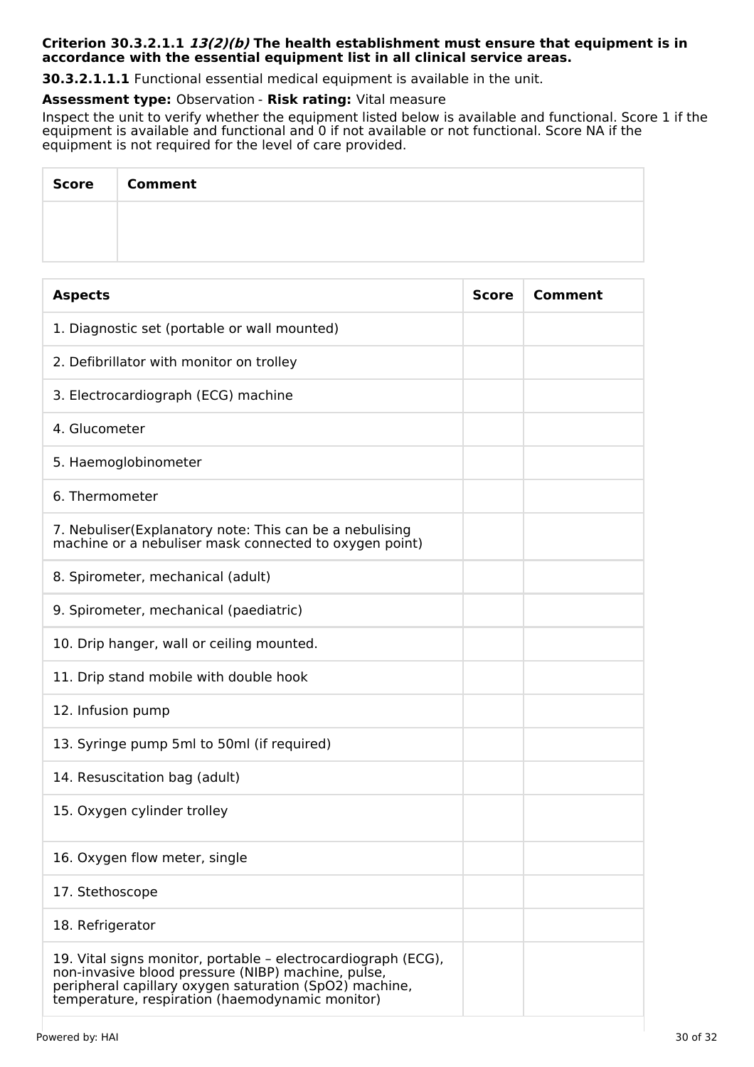**Criterion 30.3.2.1.1 *13(2)(b)* The health establishment must ensure that equipment is in accordance with the essential equipment list in all clinical service areas.**

**30.3.2.1.1.1** Functional essential medical equipment is available in the unit.

**Assessment type:** Observation - **Risk rating:** Vital measure

Inspect the unit to verify whether the equipment listed below is available and functional. Score 1 if the equipment is available and functional and 0 if not available or not functional. Score NA if the equipment is not required for the level of care provided.

| Score | Comment |
| --- | --- |
| | |

| Aspects | Score | Comment |
| --- | --- | --- |
| 1. Diagnostic set (portable or wall mounted) | | |
| 2. Defibrillator with monitor on trolley | | |
| 3. Electrocardiograph (ECG) machine | | |
| 4. Glucometer | | |
| 5. Haemoglobinometer | | |
| 6. Thermometer | | |
| 7. Nebuliser(Explanatory note: This can be a nebulising machine or a nebuliser mask connected to oxygen point) | | |
| 8. Spirometer, mechanical (adult) | | |
| 9. Spirometer, mechanical (paediatric) | | |
| 10. Drip hanger, wall or ceiling mounted. | | |
| 11. Drip stand mobile with double hook | | |
| 12. Infusion pump | | |
| 13. Syringe pump 5ml to 50ml (if required) | | |
| 14. Resuscitation bag (adult) | | |
| 15. Oxygen cylinder trolley | | |
| 16. Oxygen flow meter, single | | |
| 17. Stethoscope | | |
| 18. Refrigerator | | |
| 19. Vital signs monitor, portable – electrocardiograph (ECG), non-invasive blood pressure (NIBP) machine, pulse, peripheral capillary oxygen saturation (SpO2) machine, temperature, respiration (haemodynamic monitor) | | |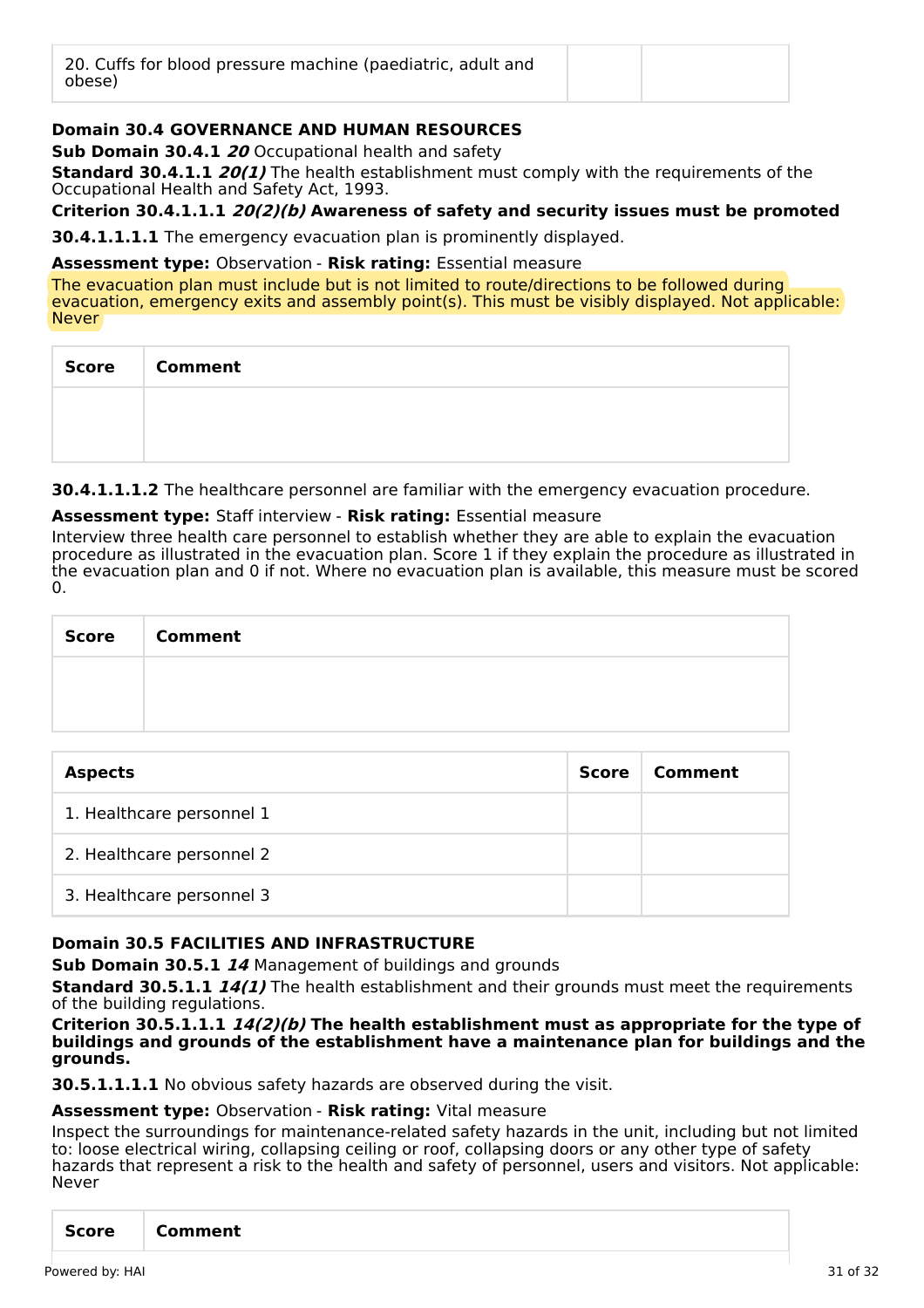| 20. Cuffs for blood pressure machine (paediatric, adult and obese) | | |
|---|---|---|

**Domain 30.4 GOVERNANCE AND HUMAN RESOURCES**

**Sub Domain 30.4.1 *20*** Occupational health and safety

**Standard 30.4.1.1 *20(1)*** The health establishment must comply with the requirements of the Occupational Health and Safety Act, 1993.

**Criterion 30.4.1.1.1 *20(2)(b)* Awareness of safety and security issues must be promoted**

**30.4.1.1.1.1** The emergency evacuation plan is prominently displayed.

**Assessment type:** Observation - **Risk rating:** Essential measure

The evacuation plan must include but is not limited to route/directions to be followed during evacuation, emergency exits and assembly point(s). This must be visibly displayed. Not applicable: Never

| Score | Comment |
|---|---|
| | |

**30.4.1.1.1.2** The healthcare personnel are familiar with the emergency evacuation procedure.

**Assessment type:** Staff interview - **Risk rating:** Essential measure

Interview three health care personnel to establish whether they are able to explain the evacuation procedure as illustrated in the evacuation plan. Score 1 if they explain the procedure as illustrated in the evacuation plan and 0 if not. Where no evacuation plan is available, this measure must be scored 0.

| Score | Comment |
|---|---|
| | |

| Aspects | Score | Comment |
|---|---|---|
| 1. Healthcare personnel 1 | | |
| 2. Healthcare personnel 2 | | |
| 3. Healthcare personnel 3 | | |

**Domain 30.5 FACILITIES AND INFRASTRUCTURE**

**Sub Domain 30.5.1 *14*** Management of buildings and grounds

**Standard 30.5.1.1 *14(1)*** The health establishment and their grounds must meet the requirements of the building regulations.

**Criterion 30.5.1.1.1 *14(2)(b)* The health establishment must as appropriate for the type of buildings and grounds of the establishment have a maintenance plan for buildings and the grounds.**

**30.5.1.1.1.1** No obvious safety hazards are observed during the visit.

**Assessment type:** Observation - **Risk rating:** Vital measure

Inspect the surroundings for maintenance-related safety hazards in the unit, including but not limited to: loose electrical wiring, collapsing ceiling or roof, collapsing doors or any other type of safety hazards that represent a risk to the health and safety of personnel, users and visitors. Not applicable: Never

| Score | Comment |
|---|---|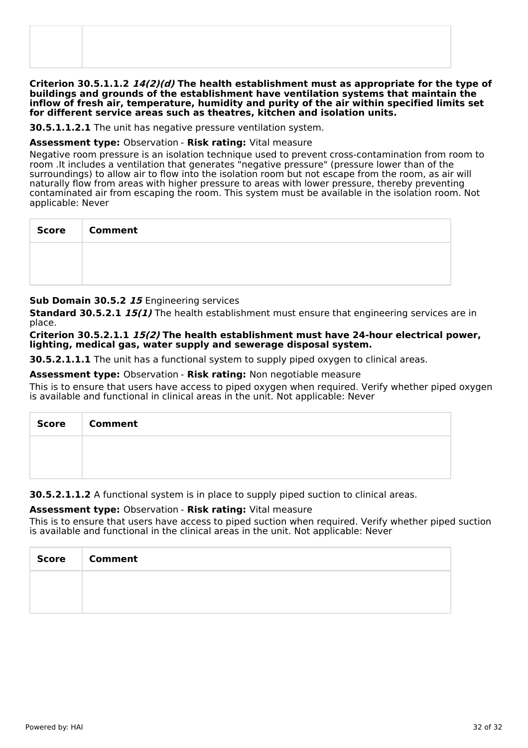| | |
|---|---|
| | |

**Criterion 30.5.1.1.2 *14(2)(d)* The health establishment must as appropriate for the type of buildings and grounds of the establishment have ventilation systems that maintain the inflow of fresh air, temperature, humidity and purity of the air within specified limits set for different service areas such as theatres, kitchen and isolation units.**

**30.5.1.1.2.1** The unit has negative pressure ventilation system.

**Assessment type:** Observation - **Risk rating:** Vital measure

Negative room pressure is an isolation technique used to prevent cross-contamination from room to room .It includes a ventilation that generates "negative pressure" (pressure lower than of the surroundings) to allow air to flow into the isolation room but not escape from the room, as air will naturally flow from areas with higher pressure to areas with lower pressure, thereby preventing contaminated air from escaping the room. This system must be available in the isolation room. Not applicable: Never

| Score | Comment |
|---|---|
| | |

**Sub Domain 30.5.2 *15*** Engineering services

**Standard 30.5.2.1 *15(1)*** The health establishment must ensure that engineering services are in place.

**Criterion 30.5.2.1.1 *15(2)* The health establishment must have 24-hour electrical power, lighting, medical gas, water supply and sewerage disposal system.**

**30.5.2.1.1.1** The unit has a functional system to supply piped oxygen to clinical areas.

**Assessment type:** Observation - **Risk rating:** Non negotiable measure

This is to ensure that users have access to piped oxygen when required. Verify whether piped oxygen is available and functional in clinical areas in the unit. Not applicable: Never

| Score | Comment |
|---|---|
| | |

**30.5.2.1.1.2** A functional system is in place to supply piped suction to clinical areas.

**Assessment type:** Observation - **Risk rating:** Vital measure

This is to ensure that users have access to piped suction when required. Verify whether piped suction is available and functional in the clinical areas in the unit. Not applicable: Never

| Score | Comment |
|---|---|
| | |